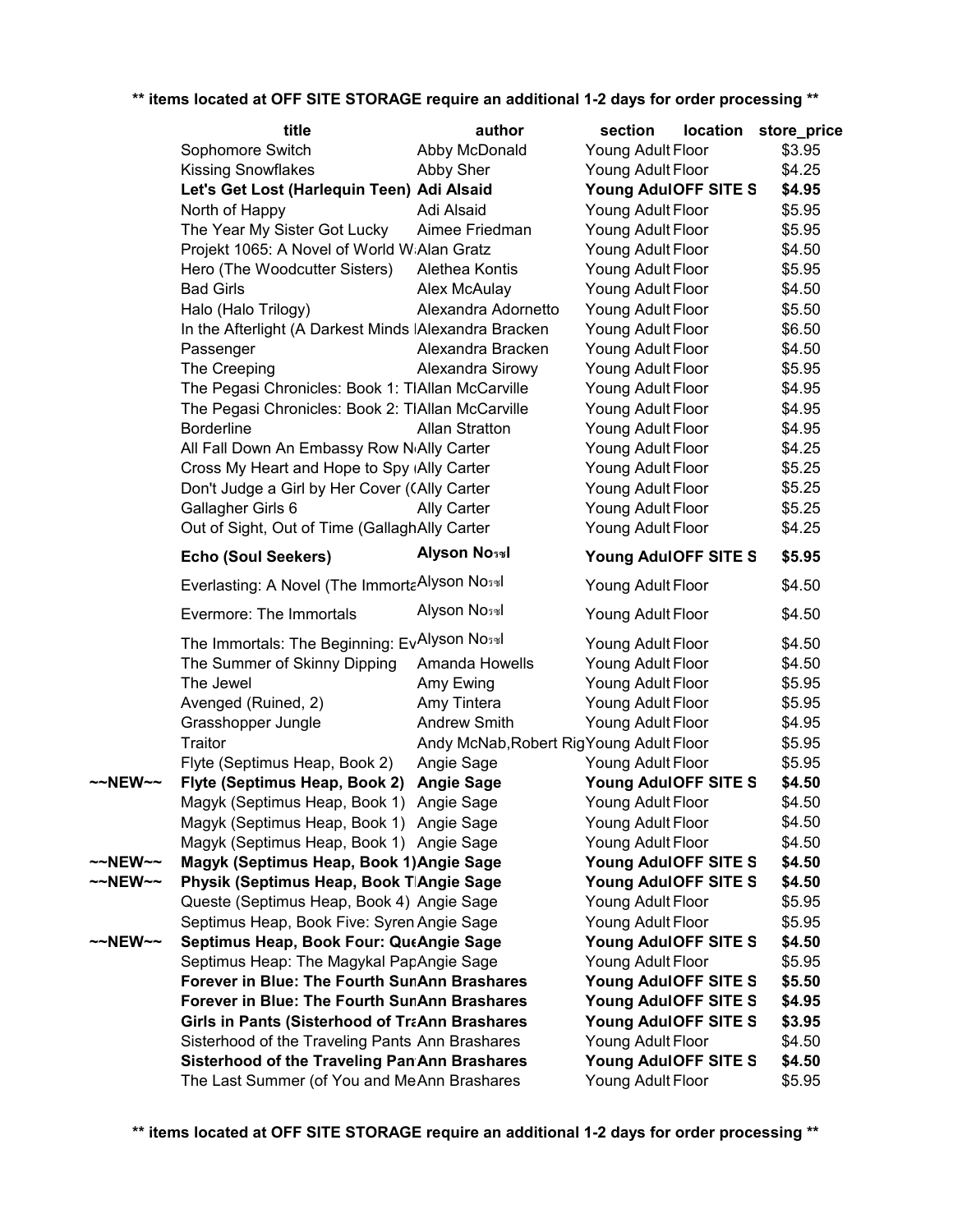** items located at OFF SITE STORAGE require an additional 1-2 days for order processing **

| | title | author | section | location | store_price |
|---|---|---|---|---|---|
| | Sophomore Switch | Abby McDonald | Young Adult | Floor | $3.95 |
| | Kissing Snowflakes | Abby Sher | Young Adult | Floor | $4.25 |
| | **Let's Get Lost (Harlequin Teen)** | **Adi Alsaid** | **Young Adul** | **OFF SITE S** | **$4.95** |
| | North of Happy | Adi Alsaid | Young Adult | Floor | $5.95 |
| | The Year My Sister Got Lucky | Aimee Friedman | Young Adult | Floor | $5.95 |
| | Projekt 1065: A Novel of World W | Alan Gratz | Young Adult | Floor | $4.50 |
| | Hero (The Woodcutter Sisters) | Alethea Kontis | Young Adult | Floor | $5.95 |
| | Bad Girls | Alex McAulay | Young Adult | Floor | $4.50 |
| | Halo (Halo Trilogy) | Alexandra Adornetto | Young Adult | Floor | $5.50 |
| | In the Afterlight (A Darkest Minds | Alexandra Bracken | Young Adult | Floor | $6.50 |
| | Passenger | Alexandra Bracken | Young Adult | Floor | $4.50 |
| | The Creeping | Alexandra Sirowy | Young Adult | Floor | $5.95 |
| | The Pegasi Chronicles: Book 1: T | Allan McCarville | Young Adult | Floor | $4.95 |
| | The Pegasi Chronicles: Book 2: T | Allan McCarville | Young Adult | Floor | $4.95 |
| | Borderline | Allan Stratton | Young Adult | Floor | $4.95 |
| | All Fall Down An Embassy Row N | Ally Carter | Young Adult | Floor | $4.25 |
| | Cross My Heart and Hope to Spy ( | Ally Carter | Young Adult | Floor | $5.25 |
| | Don't Judge a Girl by Her Cover ( | Ally Carter | Young Adult | Floor | $5.25 |
| | Gallagher Girls 6 | Ally Carter | Young Adult | Floor | $5.25 |
| | Out of Sight, Out of Time (Gallagh | Ally Carter | Young Adult | Floor | $4.25 |
| | **Echo (Soul Seekers)** | **Alyson Noël** | **Young Adul** | **OFF SITE S** | **$5.95** |
| | Everlasting: A Novel (The Immorta | Alyson Noël | Young Adult | Floor | $4.50 |
| | Evermore: The Immortals | Alyson Noël | Young Adult | Floor | $4.50 |
| | The Immortals: The Beginning: Ev | Alyson Noël | Young Adult | Floor | $4.50 |
| | The Summer of Skinny Dipping | Amanda Howells | Young Adult | Floor | $4.50 |
| | The Jewel | Amy Ewing | Young Adult | Floor | $5.95 |
| | Avenged (Ruined, 2) | Amy Tintera | Young Adult | Floor | $5.95 |
| | Grasshopper Jungle | Andrew Smith | Young Adult | Floor | $4.95 |
| | Traitor | Andy McNab,Robert Rig | Young Adult | Floor | $5.95 |
| | Flyte (Septimus Heap, Book 2) | Angie Sage | Young Adult | Floor | $5.95 |
| ~~NEW~~ | **Flyte (Septimus Heap, Book 2)** | **Angie Sage** | **Young Adul** | **OFF SITE S** | **$4.50** |
| | Magyk (Septimus Heap, Book 1) | Angie Sage | Young Adult | Floor | $4.50 |
| | Magyk (Septimus Heap, Book 1) | Angie Sage | Young Adult | Floor | $4.50 |
| | Magyk (Septimus Heap, Book 1) | Angie Sage | Young Adult | Floor | $4.50 |
| ~~NEW~~ | **Magyk (Septimus Heap, Book 1)** | **Angie Sage** | **Young Adul** | **OFF SITE S** | **$4.50** |
| ~~NEW~~ | **Physik (Septimus Heap, Book T** | **Angie Sage** | **Young Adul** | **OFF SITE S** | **$4.50** |
| | Queste (Septimus Heap, Book 4) | Angie Sage | Young Adult | Floor | $5.95 |
| | Septimus Heap, Book Five: Syren | Angie Sage | Young Adult | Floor | $5.95 |
| ~~NEW~~ | **Septimus Heap, Book Four: Que** | **Angie Sage** | **Young Adul** | **OFF SITE S** | **$4.50** |
| | Septimus Heap: The Magykal Pap | Angie Sage | Young Adult | Floor | $5.95 |
| | **Forever in Blue: The Fourth Sun** | **Ann Brashares** | **Young Adul** | **OFF SITE S** | **$5.50** |
| | **Forever in Blue: The Fourth Sun** | **Ann Brashares** | **Young Adul** | **OFF SITE S** | **$4.95** |
| | **Girls in Pants (Sisterhood of Tra** | **Ann Brashares** | **Young Adul** | **OFF SITE S** | **$3.95** |
| | Sisterhood of the Traveling Pants | Ann Brashares | Young Adult | Floor | $4.50 |
| | **Sisterhood of the Traveling Pan** | **Ann Brashares** | **Young Adul** | **OFF SITE S** | **$4.50** |
| | The Last Summer (of You and Me | Ann Brashares | Young Adult | Floor | $5.95 |

** items located at OFF SITE STORAGE require an additional 1-2 days for order processing **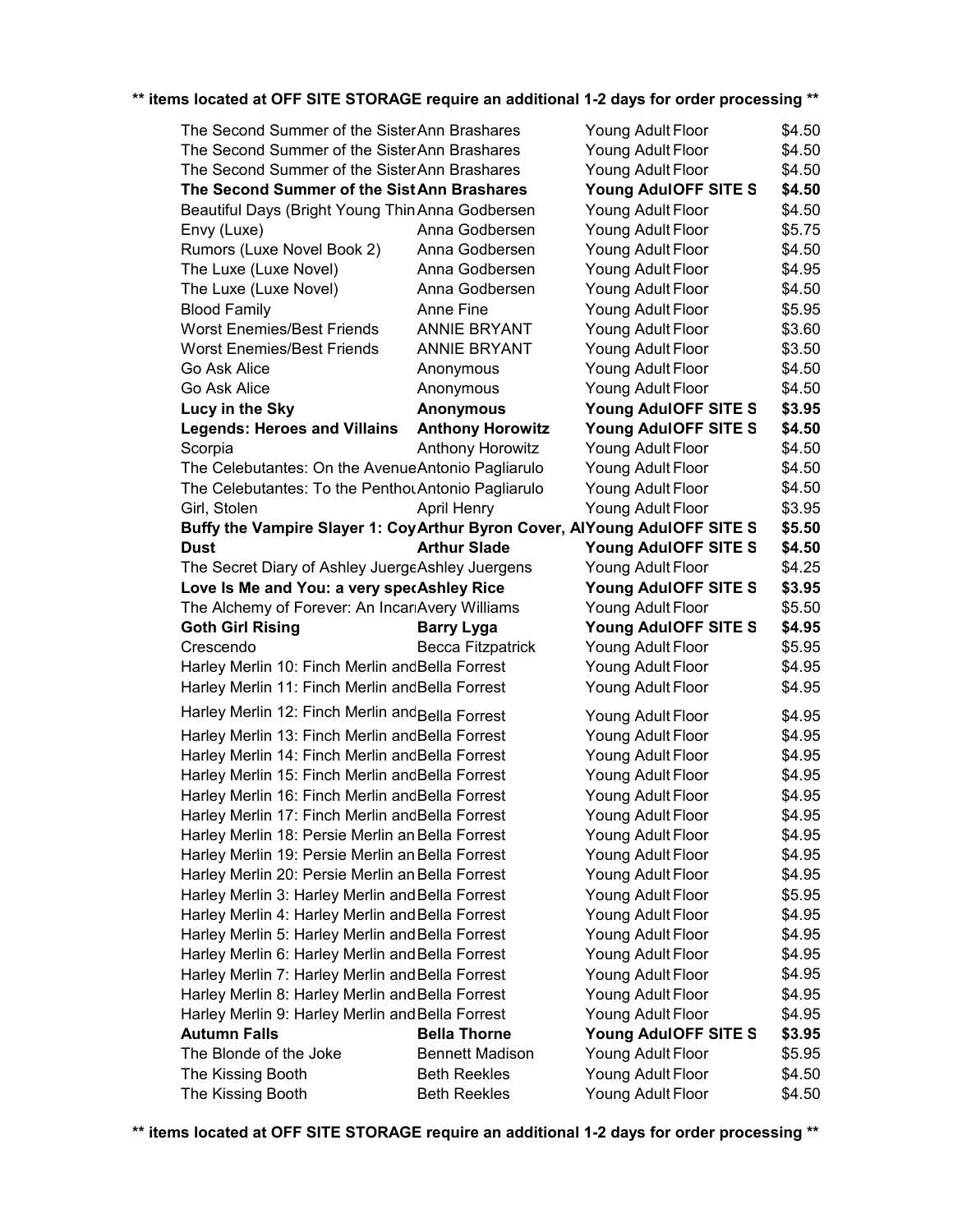**\*\* items located at OFF SITE STORAGE require an additional 1-2 days for order processing \*\***

| Title | Author | Collection | Location | Price |
|---|---|---|---|---|
| The Second Summer of the Sister | Ann Brashares | Young Adult | Floor | $4.50 |
| The Second Summer of the Sister | Ann Brashares | Young Adult | Floor | $4.50 |
| The Second Summer of the Sister | Ann Brashares | Young Adult | Floor | $4.50 |
| **The Second Summer of the Sist** | **Ann Brashares** | **Young Adul** | **OFF SITE S** | **$4.50** |
| Beautiful Days (Bright Young Thin | Anna Godbersen | Young Adult | Floor | $4.50 |
| Envy (Luxe) | Anna Godbersen | Young Adult | Floor | $5.75 |
| Rumors (Luxe Novel Book 2) | Anna Godbersen | Young Adult | Floor | $4.50 |
| The Luxe (Luxe Novel) | Anna Godbersen | Young Adult | Floor | $4.95 |
| The Luxe (Luxe Novel) | Anna Godbersen | Young Adult | Floor | $4.50 |
| Blood Family | Anne Fine | Young Adult | Floor | $5.95 |
| Worst Enemies/Best Friends | ANNIE BRYANT | Young Adult | Floor | $3.60 |
| Worst Enemies/Best Friends | ANNIE BRYANT | Young Adult | Floor | $3.50 |
| Go Ask Alice | Anonymous | Young Adult | Floor | $4.50 |
| Go Ask Alice | Anonymous | Young Adult | Floor | $4.50 |
| **Lucy in the Sky** | **Anonymous** | **Young Adul** | **OFF SITE S** | **$3.95** |
| **Legends: Heroes and Villains** | **Anthony Horowitz** | **Young Adul** | **OFF SITE S** | **$4.50** |
| Scorpia | Anthony Horowitz | Young Adult | Floor | $4.50 |
| The Celebutantes: On the Avenue | Antonio Pagliarulo | Young Adult | Floor | $4.50 |
| The Celebutantes: To the Penthou | Antonio Pagliarulo | Young Adult | Floor | $4.50 |
| Girl, Stolen | April Henry | Young Adult | Floor | $3.95 |
| **Buffy the Vampire Slayer 1: Coy** | **Arthur Byron Cover, Al** | **Young Adul** | **OFF SITE S** | **$5.50** |
| **Dust** | **Arthur Slade** | **Young Adul** | **OFF SITE S** | **$4.50** |
| The Secret Diary of Ashley Juerge | Ashley Juergens | Young Adult | Floor | $4.25 |
| **Love Is Me and You: a very spec** | **Ashley Rice** | **Young Adul** | **OFF SITE S** | **$3.95** |
| The Alchemy of Forever: An Incar | Avery Williams | Young Adult | Floor | $5.50 |
| **Goth Girl Rising** | **Barry Lyga** | **Young Adul** | **OFF SITE S** | **$4.95** |
| Crescendo | Becca Fitzpatrick | Young Adult | Floor | $5.95 |
| Harley Merlin 10: Finch Merlin and | Bella Forrest | Young Adult | Floor | $4.95 |
| Harley Merlin 11: Finch Merlin and | Bella Forrest | Young Adult | Floor | $4.95 |
| Harley Merlin 12: Finch Merlin and | Bella Forrest | Young Adult | Floor | $4.95 |
| Harley Merlin 13: Finch Merlin and | Bella Forrest | Young Adult | Floor | $4.95 |
| Harley Merlin 14: Finch Merlin and | Bella Forrest | Young Adult | Floor | $4.95 |
| Harley Merlin 15: Finch Merlin and | Bella Forrest | Young Adult | Floor | $4.95 |
| Harley Merlin 16: Finch Merlin and | Bella Forrest | Young Adult | Floor | $4.95 |
| Harley Merlin 17: Finch Merlin and | Bella Forrest | Young Adult | Floor | $4.95 |
| Harley Merlin 18: Persie Merlin an | Bella Forrest | Young Adult | Floor | $4.95 |
| Harley Merlin 19: Persie Merlin an | Bella Forrest | Young Adult | Floor | $4.95 |
| Harley Merlin 20: Persie Merlin an | Bella Forrest | Young Adult | Floor | $4.95 |
| Harley Merlin 3: Harley Merlin and | Bella Forrest | Young Adult | Floor | $5.95 |
| Harley Merlin 4: Harley Merlin and | Bella Forrest | Young Adult | Floor | $4.95 |
| Harley Merlin 5: Harley Merlin and | Bella Forrest | Young Adult | Floor | $4.95 |
| Harley Merlin 6: Harley Merlin and | Bella Forrest | Young Adult | Floor | $4.95 |
| Harley Merlin 7: Harley Merlin and | Bella Forrest | Young Adult | Floor | $4.95 |
| Harley Merlin 8: Harley Merlin and | Bella Forrest | Young Adult | Floor | $4.95 |
| Harley Merlin 9: Harley Merlin and | Bella Forrest | Young Adult | Floor | $4.95 |
| **Autumn Falls** | **Bella Thorne** | **Young Adul** | **OFF SITE S** | **$3.95** |
| The Blonde of the Joke | Bennett Madison | Young Adult | Floor | $5.95 |
| The Kissing Booth | Beth Reekles | Young Adult | Floor | $4.50 |
| The Kissing Booth | Beth Reekles | Young Adult | Floor | $4.50 |

**\*\* items located at OFF SITE STORAGE require an additional 1-2 days for order processing \*\***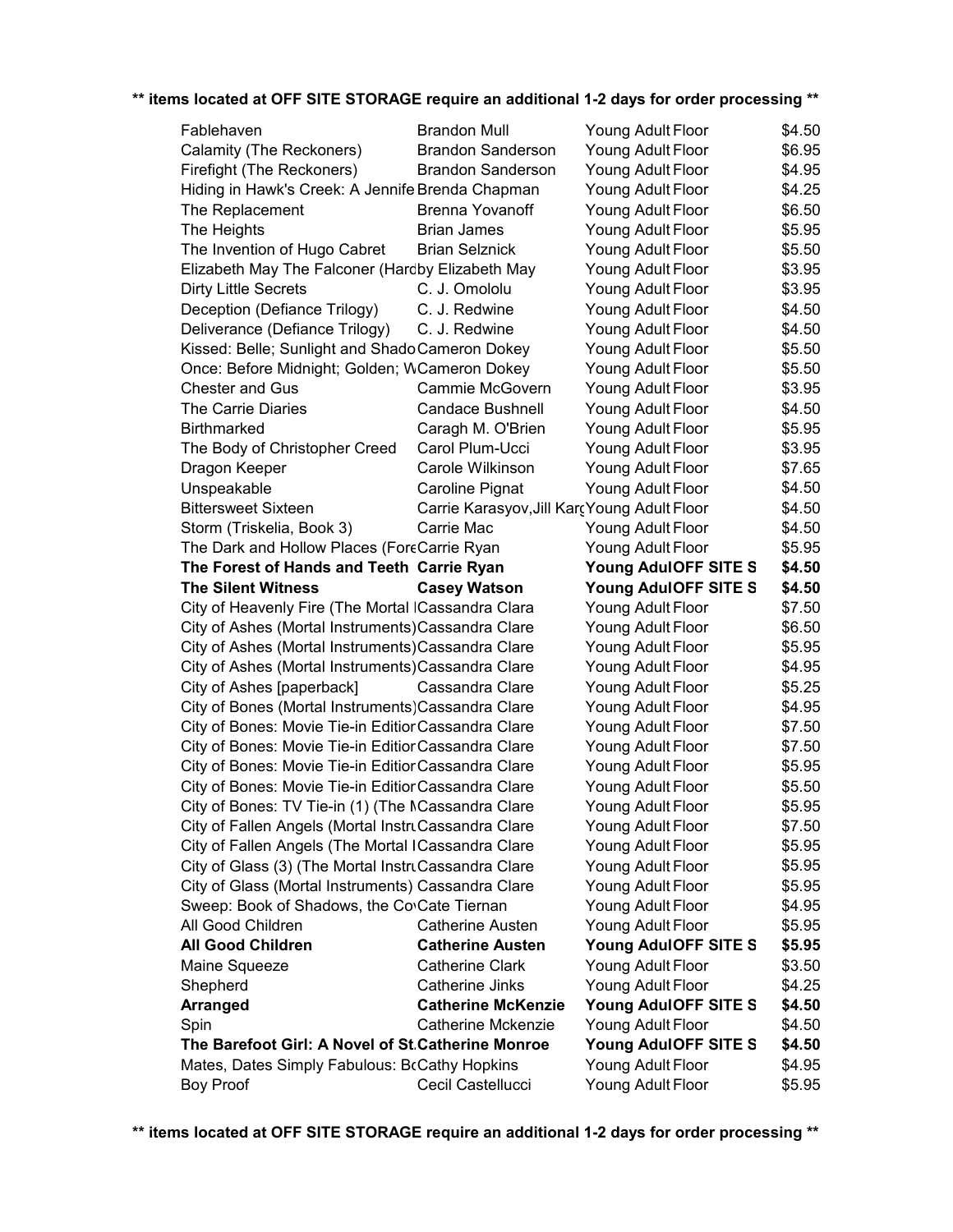**\*\* items located at OFF SITE STORAGE require an additional 1-2 days for order processing \*\***

| Title | Author | Location | Price |
|---|---|---|---|
| Fablehaven | Brandon Mull | Young Adult Floor | $4.50 |
| Calamity (The Reckoners) | Brandon Sanderson | Young Adult Floor | $6.95 |
| Firefight (The Reckoners) | Brandon Sanderson | Young Adult Floor | $4.95 |
| Hiding in Hawk's Creek: A Jennife | Brenda Chapman | Young Adult Floor | $4.25 |
| The Replacement | Brenna Yovanoff | Young Adult Floor | $6.50 |
| The Heights | Brian James | Young Adult Floor | $5.95 |
| The Invention of Hugo Cabret | Brian Selznick | Young Adult Floor | $5.50 |
| Elizabeth May The Falconer (Hard | by Elizabeth May | Young Adult Floor | $3.95 |
| Dirty Little Secrets | C. J. Omololu | Young Adult Floor | $3.95 |
| Deception (Defiance Trilogy) | C. J. Redwine | Young Adult Floor | $4.50 |
| Deliverance (Defiance Trilogy) | C. J. Redwine | Young Adult Floor | $4.50 |
| Kissed: Belle; Sunlight and Shado | Cameron Dokey | Young Adult Floor | $5.50 |
| Once: Before Midnight; Golden; W | Cameron Dokey | Young Adult Floor | $5.50 |
| Chester and Gus | Cammie McGovern | Young Adult Floor | $3.95 |
| The Carrie Diaries | Candace Bushnell | Young Adult Floor | $4.50 |
| Birthmarked | Caragh M. O'Brien | Young Adult Floor | $5.95 |
| The Body of Christopher Creed | Carol Plum-Ucci | Young Adult Floor | $3.95 |
| Dragon Keeper | Carole Wilkinson | Young Adult Floor | $7.65 |
| Unspeakable | Caroline Pignat | Young Adult Floor | $4.50 |
| Bittersweet Sixteen | Carrie Karasyov,Jill Karg | Young Adult Floor | $4.50 |
| Storm (Triskelia, Book 3) | Carrie Mac | Young Adult Floor | $4.50 |
| The Dark and Hollow Places (Fore | Carrie Ryan | Young Adult Floor | $5.95 |
| **The Forest of Hands and Teeth** | **Carrie Ryan** | **Young Adul OFF SITE S** | **$4.50** |
| **The Silent Witness** | **Casey Watson** | **Young Adul OFF SITE S** | **$4.50** |
| City of Heavenly Fire (The Mortal I | Cassandra Clara | Young Adult Floor | $7.50 |
| City of Ashes (Mortal Instruments) | Cassandra Clare | Young Adult Floor | $6.50 |
| City of Ashes (Mortal Instruments) | Cassandra Clare | Young Adult Floor | $5.95 |
| City of Ashes (Mortal Instruments) | Cassandra Clare | Young Adult Floor | $4.95 |
| City of Ashes [paperback] | Cassandra Clare | Young Adult Floor | $5.25 |
| City of Bones (Mortal Instruments) | Cassandra Clare | Young Adult Floor | $4.95 |
| City of Bones: Movie Tie-in Edition | Cassandra Clare | Young Adult Floor | $7.50 |
| City of Bones: Movie Tie-in Edition | Cassandra Clare | Young Adult Floor | $7.50 |
| City of Bones: Movie Tie-in Edition | Cassandra Clare | Young Adult Floor | $5.95 |
| City of Bones: Movie Tie-in Edition | Cassandra Clare | Young Adult Floor | $5.50 |
| City of Bones: TV Tie-in (1) (The M | Cassandra Clare | Young Adult Floor | $5.95 |
| City of Fallen Angels (Mortal Instru | Cassandra Clare | Young Adult Floor | $7.50 |
| City of Fallen Angels (The Mortal I | Cassandra Clare | Young Adult Floor | $5.95 |
| City of Glass (3) (The Mortal Instru | Cassandra Clare | Young Adult Floor | $5.95 |
| City of Glass (Mortal Instruments) | Cassandra Clare | Young Adult Floor | $5.95 |
| Sweep: Book of Shadows, the Co | Cate Tiernan | Young Adult Floor | $4.95 |
| All Good Children | Catherine Austen | Young Adult Floor | $5.95 |
| **All Good Children** | **Catherine Austen** | **Young Adul OFF SITE S** | **$5.95** |
| Maine Squeeze | Catherine Clark | Young Adult Floor | $3.50 |
| Shepherd | Catherine Jinks | Young Adult Floor | $4.25 |
| **Arranged** | **Catherine McKenzie** | **Young Adul OFF SITE S** | **$4.50** |
| Spin | Catherine Mckenzie | Young Adult Floor | $4.50 |
| **The Barefoot Girl: A Novel of St.** | **Catherine Monroe** | **Young Adul OFF SITE S** | **$4.50** |
| Mates, Dates Simply Fabulous: B | Cathy Hopkins | Young Adult Floor | $4.95 |
| Boy Proof | Cecil Castellucci | Young Adult Floor | $5.95 |

**\*\* items located at OFF SITE STORAGE require an additional 1-2 days for order processing \*\***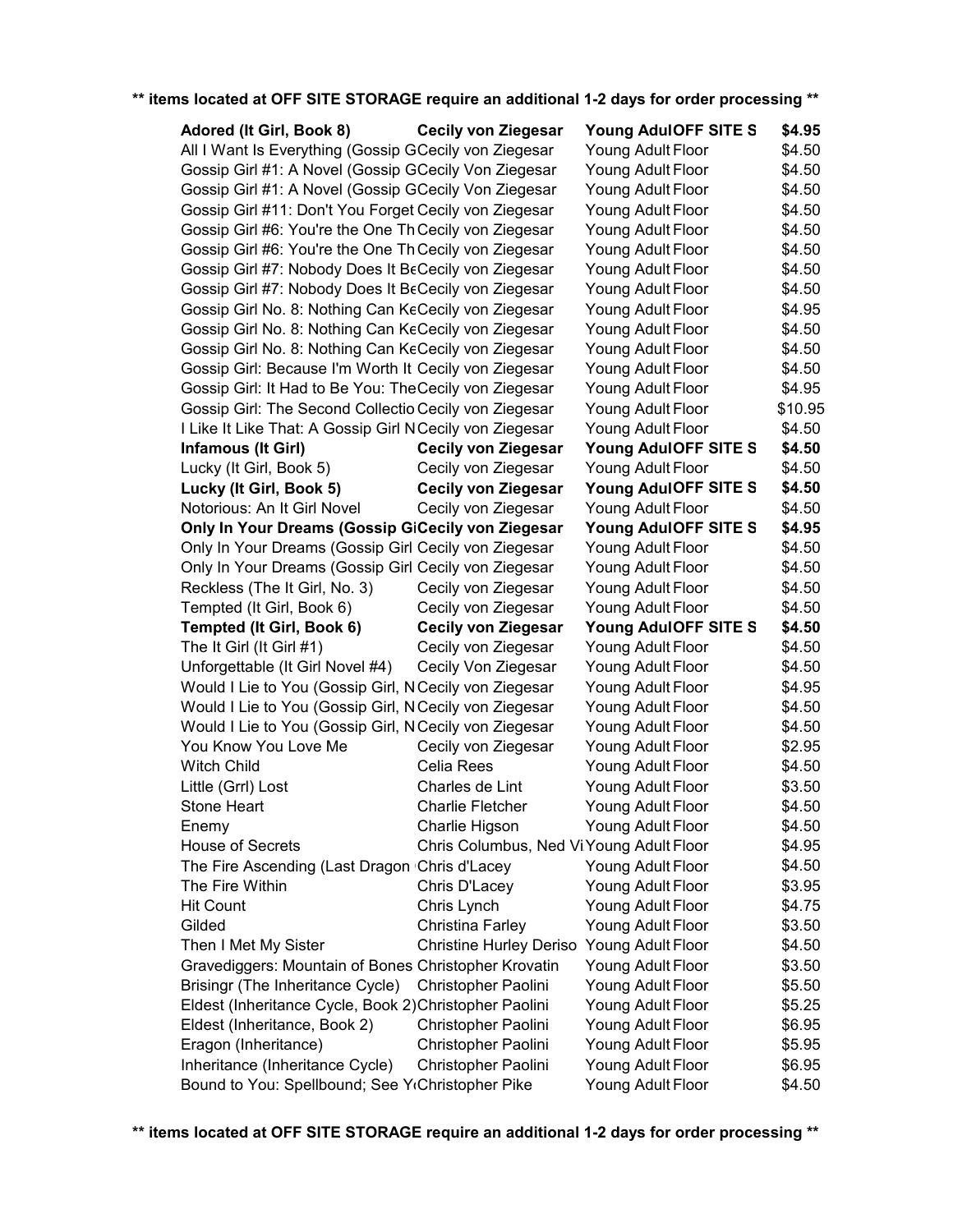** items located at OFF SITE STORAGE require an additional 1-2 days for order processing **

| | | | | |
|---|---|---|---|---|
| **Adored (It Girl, Book 8)** | **Cecily von Ziegesar** | **Young Adul** | **OFF SITE S** | **$4.95** |
| All I Want Is Everything (Gossip G | Cecily von Ziegesar | Young Adult | Floor | $4.50 |
| Gossip Girl #1: A Novel (Gossip G | Cecily Von Ziegesar | Young Adult | Floor | $4.50 |
| Gossip Girl #1: A Novel (Gossip G | Cecily Von Ziegesar | Young Adult | Floor | $4.50 |
| Gossip Girl #11: Don't You Forget | Cecily von Ziegesar | Young Adult | Floor | $4.50 |
| Gossip Girl #6: You're the One Th | Cecily von Ziegesar | Young Adult | Floor | $4.50 |
| Gossip Girl #6: You're the One Th | Cecily von Ziegesar | Young Adult | Floor | $4.50 |
| Gossip Girl #7: Nobody Does It Be | Cecily von Ziegesar | Young Adult | Floor | $4.50 |
| Gossip Girl #7: Nobody Does It Be | Cecily von Ziegesar | Young Adult | Floor | $4.50 |
| Gossip Girl No. 8: Nothing Can Ke | Cecily von Ziegesar | Young Adult | Floor | $4.95 |
| Gossip Girl No. 8: Nothing Can Ke | Cecily von Ziegesar | Young Adult | Floor | $4.50 |
| Gossip Girl No. 8: Nothing Can Ke | Cecily von Ziegesar | Young Adult | Floor | $4.50 |
| Gossip Girl: Because I'm Worth It | Cecily von Ziegesar | Young Adult | Floor | $4.50 |
| Gossip Girl: It Had to Be You: The | Cecily von Ziegesar | Young Adult | Floor | $4.95 |
| Gossip Girl: The Second Collectio | Cecily von Ziegesar | Young Adult | Floor | $10.95 |
| I Like It Like That: A Gossip Girl N | Cecily von Ziegesar | Young Adult | Floor | $4.50 |
| **Infamous (It Girl)** | **Cecily von Ziegesar** | **Young Adul** | **OFF SITE S** | **$4.50** |
| Lucky (It Girl, Book 5) | Cecily von Ziegesar | Young Adult | Floor | $4.50 |
| **Lucky (It Girl, Book 5)** | **Cecily von Ziegesar** | **Young Adul** | **OFF SITE S** | **$4.50** |
| Notorious: An It Girl Novel | Cecily von Ziegesar | Young Adult | Floor | $4.50 |
| **Only In Your Dreams (Gossip Gi** | **Cecily von Ziegesar** | **Young Adul** | **OFF SITE S** | **$4.95** |
| Only In Your Dreams (Gossip Girl | Cecily von Ziegesar | Young Adult | Floor | $4.50 |
| Only In Your Dreams (Gossip Girl | Cecily von Ziegesar | Young Adult | Floor | $4.50 |
| Reckless (The It Girl, No. 3) | Cecily von Ziegesar | Young Adult | Floor | $4.50 |
| Tempted (It Girl, Book 6) | Cecily von Ziegesar | Young Adult | Floor | $4.50 |
| **Tempted (It Girl, Book 6)** | **Cecily von Ziegesar** | **Young Adul** | **OFF SITE S** | **$4.50** |
| The It Girl (It Girl #1) | Cecily von Ziegesar | Young Adult | Floor | $4.50 |
| Unforgettable (It Girl Novel #4) | Cecily Von Ziegesar | Young Adult | Floor | $4.50 |
| Would I Lie to You (Gossip Girl, N | Cecily von Ziegesar | Young Adult | Floor | $4.95 |
| Would I Lie to You (Gossip Girl, N | Cecily von Ziegesar | Young Adult | Floor | $4.50 |
| Would I Lie to You (Gossip Girl, N | Cecily von Ziegesar | Young Adult | Floor | $4.50 |
| You Know You Love Me | Cecily von Ziegesar | Young Adult | Floor | $2.95 |
| Witch Child | Celia Rees | Young Adult | Floor | $4.50 |
| Little (Grrl) Lost | Charles de Lint | Young Adult | Floor | $3.50 |
| Stone Heart | Charlie Fletcher | Young Adult | Floor | $4.50 |
| Enemy | Charlie Higson | Young Adult | Floor | $4.50 |
| House of Secrets | Chris Columbus, Ned Vi | Young Adult | Floor | $4.95 |
| The Fire Ascending (Last Dragon | Chris d'Lacey | Young Adult | Floor | $4.50 |
| The Fire Within | Chris D'Lacey | Young Adult | Floor | $3.95 |
| Hit Count | Chris Lynch | Young Adult | Floor | $4.75 |
| Gilded | Christina Farley | Young Adult | Floor | $3.50 |
| Then I Met My Sister | Christine Hurley Deriso | Young Adult | Floor | $4.50 |
| Gravediggers: Mountain of Bones | Christopher Krovatin | Young Adult | Floor | $3.50 |
| Brisingr (The Inheritance Cycle) | Christopher Paolini | Young Adult | Floor | $5.50 |
| Eldest (Inheritance Cycle, Book 2) | Christopher Paolini | Young Adult | Floor | $5.25 |
| Eldest (Inheritance, Book 2) | Christopher Paolini | Young Adult | Floor | $6.95 |
| Eragon (Inheritance) | Christopher Paolini | Young Adult | Floor | $5.95 |
| Inheritance (Inheritance Cycle) | Christopher Paolini | Young Adult | Floor | $6.95 |
| Bound to You: Spellbound; See Y | Christopher Pike | Young Adult | Floor | $4.50 |

** items located at OFF SITE STORAGE require an additional 1-2 days for order processing **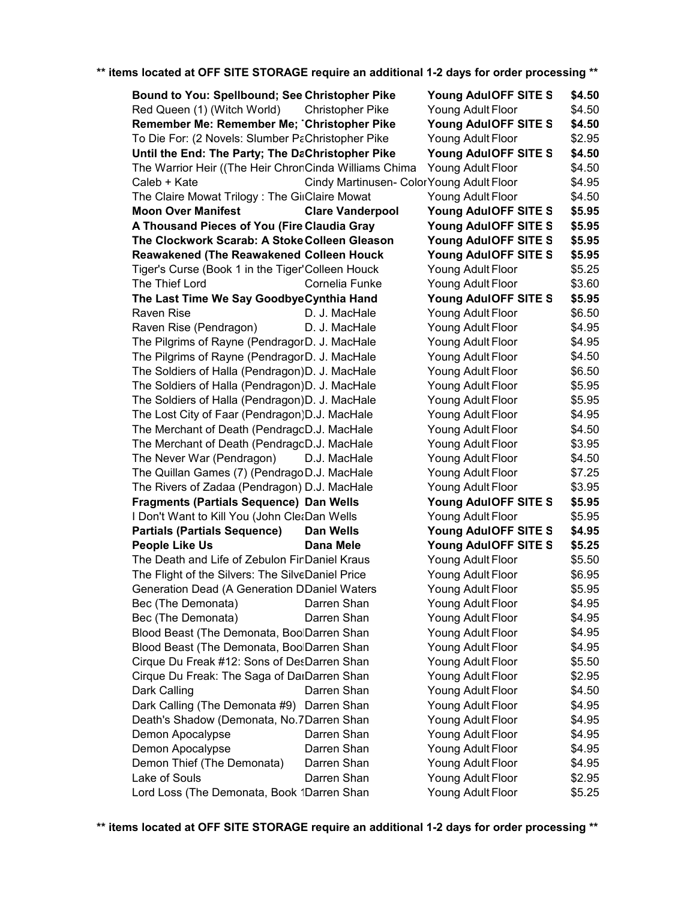\*\* items located at OFF SITE STORAGE require an additional 1-2 days for order processing \*\*

| Title | Author | Location | | Price |
|---|---|---|---|---|
| **Bound to You: Spellbound; See** | **Christopher Pike** | **Young Adul** | **OFF SITE S** | **$4.50** |
| Red Queen (1) (Witch World) | Christopher Pike | Young Adult | Floor | $4.50 |
| **Remember Me: Remember Me; `** | **Christopher Pike** | **Young Adul** | **OFF SITE S** | **$4.50** |
| To Die For: (2 Novels: Slumber Pa | Christopher Pike | Young Adult | Floor | $2.95 |
| **Until the End: The Party; The Da** | **Christopher Pike** | **Young Adul** | **OFF SITE S** | **$4.50** |
| The Warrior Heir ((The Heir Chron | Cinda Williams Chima | Young Adult | Floor | $4.50 |
| Caleb + Kate | Cindy Martinusen- Color | Young Adult | Floor | $4.95 |
| The Claire Mowat Trilogy : The Gi | Claire Mowat | Young Adult | Floor | $4.50 |
| **Moon Over Manifest** | **Clare Vanderpool** | **Young Adul** | **OFF SITE S** | **$5.95** |
| **A Thousand Pieces of You (Fire** | **Claudia Gray** | **Young Adul** | **OFF SITE S** | **$5.95** |
| **The Clockwork Scarab: A Stoke** | **Colleen Gleason** | **Young Adul** | **OFF SITE S** | **$5.95** |
| **Reawakened (The Reawakened** | **Colleen Houck** | **Young Adul** | **OFF SITE S** | **$5.95** |
| Tiger's Curse (Book 1 in the Tiger' | Colleen Houck | Young Adult | Floor | $5.25 |
| The Thief Lord | Cornelia Funke | Young Adult | Floor | $3.60 |
| **The Last Time We Say Goodbye** | **Cynthia Hand** | **Young Adul** | **OFF SITE S** | **$5.95** |
| Raven Rise | D. J. MacHale | Young Adult | Floor | $6.50 |
| Raven Rise (Pendragon) | D. J. MacHale | Young Adult | Floor | $4.95 |
| The Pilgrims of Rayne (Pendragor | D. J. MacHale | Young Adult | Floor | $4.95 |
| The Pilgrims of Rayne (Pendragor | D. J. MacHale | Young Adult | Floor | $4.50 |
| The Soldiers of Halla (Pendragon) | D. J. MacHale | Young Adult | Floor | $6.50 |
| The Soldiers of Halla (Pendragon) | D. J. MacHale | Young Adult | Floor | $5.95 |
| The Soldiers of Halla (Pendragon) | D. J. MacHale | Young Adult | Floor | $5.95 |
| The Lost City of Faar (Pendragon) | D.J. MacHale | Young Adult | Floor | $4.95 |
| The Merchant of Death (Pendragc | D.J. MacHale | Young Adult | Floor | $4.50 |
| The Merchant of Death (Pendragc | D.J. MacHale | Young Adult | Floor | $3.95 |
| The Never War (Pendragon) | D.J. MacHale | Young Adult | Floor | $4.50 |
| The Quillan Games (7) (Pendrago | D.J. MacHale | Young Adult | Floor | $7.25 |
| The Rivers of Zadaa (Pendragon) | D.J. MacHale | Young Adult | Floor | $3.95 |
| **Fragments (Partials Sequence)** | **Dan Wells** | **Young Adul** | **OFF SITE S** | **$5.95** |
| I Don't Want to Kill You (John Cle | Dan Wells | Young Adult | Floor | $5.95 |
| **Partials (Partials Sequence)** | **Dan Wells** | **Young Adul** | **OFF SITE S** | **$4.95** |
| **People Like Us** | **Dana Mele** | **Young Adul** | **OFF SITE S** | **$5.25** |
| The Death and Life of Zebulon Fir | Daniel Kraus | Young Adult | Floor | $5.50 |
| The Flight of the Silvers: The Silve | Daniel Price | Young Adult | Floor | $6.95 |
| Generation Dead (A Generation D | Daniel Waters | Young Adult | Floor | $5.95 |
| Bec (The Demonata) | Darren Shan | Young Adult | Floor | $4.95 |
| Bec (The Demonata) | Darren Shan | Young Adult | Floor | $4.95 |
| Blood Beast (The Demonata, Boo | Darren Shan | Young Adult | Floor | $4.95 |
| Blood Beast (The Demonata, Boo | Darren Shan | Young Adult | Floor | $4.95 |
| Cirque Du Freak #12: Sons of Des | Darren Shan | Young Adult | Floor | $5.50 |
| Cirque Du Freak: The Saga of Da | Darren Shan | Young Adult | Floor | $2.95 |
| Dark Calling | Darren Shan | Young Adult | Floor | $4.50 |
| Dark Calling (The Demonata #9) | Darren Shan | Young Adult | Floor | $4.95 |
| Death's Shadow (Demonata, No.7 | Darren Shan | Young Adult | Floor | $4.95 |
| Demon Apocalypse | Darren Shan | Young Adult | Floor | $4.95 |
| Demon Apocalypse | Darren Shan | Young Adult | Floor | $4.95 |
| Demon Thief (The Demonata) | Darren Shan | Young Adult | Floor | $4.95 |
| Lake of Souls | Darren Shan | Young Adult | Floor | $2.95 |
| Lord Loss (The Demonata, Book 1 | Darren Shan | Young Adult | Floor | $5.25 |

\*\* items located at OFF SITE STORAGE require an additional 1-2 days for order processing \*\*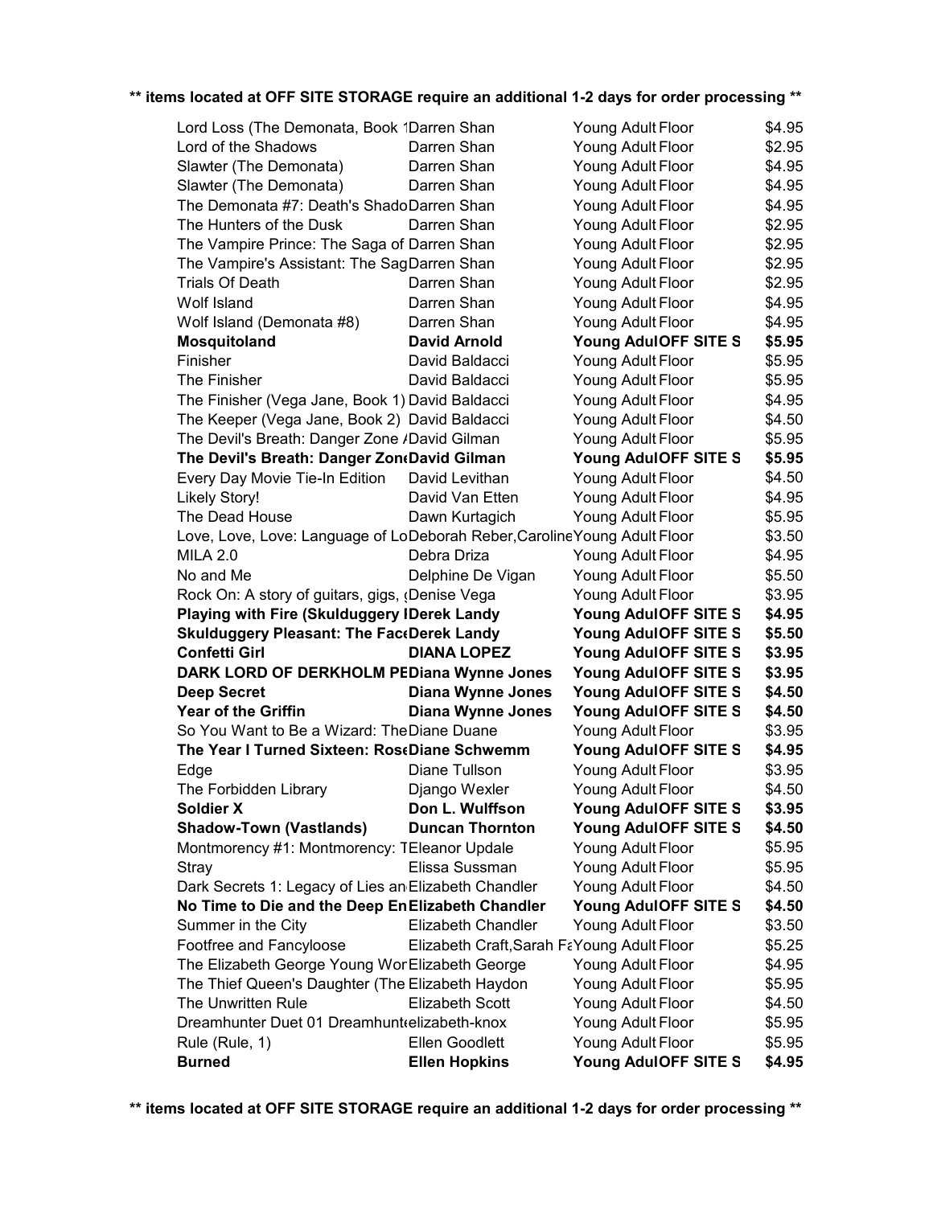**\*\* items located at OFF SITE STORAGE require an additional 1-2 days for order processing \*\***

| | | | |
|---|---|---|---|
| Lord Loss (The Demonata, Book 1 | Darren Shan | Young Adult Floor | $4.95 |
| Lord of the Shadows | Darren Shan | Young Adult Floor | $2.95 |
| Slawter (The Demonata) | Darren Shan | Young Adult Floor | $4.95 |
| Slawter (The Demonata) | Darren Shan | Young Adult Floor | $4.95 |
| The Demonata #7: Death's Shado | Darren Shan | Young Adult Floor | $4.95 |
| The Hunters of the Dusk | Darren Shan | Young Adult Floor | $2.95 |
| The Vampire Prince: The Saga of | Darren Shan | Young Adult Floor | $2.95 |
| The Vampire's Assistant: The Sag | Darren Shan | Young Adult Floor | $2.95 |
| Trials Of Death | Darren Shan | Young Adult Floor | $2.95 |
| Wolf Island | Darren Shan | Young Adult Floor | $4.95 |
| Wolf Island (Demonata #8) | Darren Shan | Young Adult Floor | $4.95 |
| **Mosquitoland** | **David Arnold** | **Young Adul OFF SITE S** | **$5.95** |
| Finisher | David Baldacci | Young Adult Floor | $5.95 |
| The Finisher | David Baldacci | Young Adult Floor | $5.95 |
| The Finisher (Vega Jane, Book 1) | David Baldacci | Young Adult Floor | $4.95 |
| The Keeper (Vega Jane, Book 2) | David Baldacci | Young Adult Floor | $4.50 |
| The Devil's Breath: Danger Zone / | David Gilman | Young Adult Floor | $5.95 |
| **The Devil's Breath: Danger Zon** | **David Gilman** | **Young Adul OFF SITE S** | **$5.95** |
| Every Day Movie Tie-In Edition | David Levithan | Young Adult Floor | $4.50 |
| Likely Story! | David Van Etten | Young Adult Floor | $4.95 |
| The Dead House | Dawn Kurtagich | Young Adult Floor | $5.95 |
| Love, Love, Love: Language of Lo | Deborah Reber,Caroline | Young Adult Floor | $3.50 |
| MILA 2.0 | Debra Driza | Young Adult Floor | $4.95 |
| No and Me | Delphine De Vigan | Young Adult Floor | $5.50 |
| Rock On: A story of guitars, gigs, ( | Denise Vega | Young Adult Floor | $3.95 |
| **Playing with Fire (Skulduggery I** | **Derek Landy** | **Young Adul OFF SITE S** | **$4.95** |
| **Skulduggery Pleasant: The Fac** | **Derek Landy** | **Young Adul OFF SITE S** | **$5.50** |
| **Confetti Girl** | **DIANA LOPEZ** | **Young Adul OFF SITE S** | **$3.95** |
| **DARK LORD OF DERKHOLM PE** | **Diana Wynne Jones** | **Young Adul OFF SITE S** | **$3.95** |
| **Deep Secret** | **Diana Wynne Jones** | **Young Adul OFF SITE S** | **$4.50** |
| **Year of the Griffin** | **Diana Wynne Jones** | **Young Adul OFF SITE S** | **$4.50** |
| So You Want to Be a Wizard: The | Diane Duane | Young Adult Floor | $3.95 |
| **The Year I Turned Sixteen: Ros** | **Diane Schwemm** | **Young Adul OFF SITE S** | **$4.95** |
| Edge | Diane Tullson | Young Adult Floor | $3.95 |
| The Forbidden Library | Django Wexler | Young Adult Floor | $4.50 |
| **Soldier X** | **Don L. Wulffson** | **Young Adul OFF SITE S** | **$3.95** |
| **Shadow-Town (Vastlands)** | **Duncan Thornton** | **Young Adul OFF SITE S** | **$4.50** |
| Montmorency #1: Montmorency: T | Eleanor Updale | Young Adult Floor | $5.95 |
| Stray | Elissa Sussman | Young Adult Floor | $5.95 |
| Dark Secrets 1: Legacy of Lies an | Elizabeth Chandler | Young Adult Floor | $4.50 |
| **No Time to Die and the Deep En** | **Elizabeth Chandler** | **Young Adul OFF SITE S** | **$4.50** |
| Summer in the City | Elizabeth Chandler | Young Adult Floor | $3.50 |
| Footfree and Fancyloose | Elizabeth Craft,Sarah Fa | Young Adult Floor | $5.25 |
| The Elizabeth George Young Wor | Elizabeth George | Young Adult Floor | $4.95 |
| The Thief Queen's Daughter (The | Elizabeth Haydon | Young Adult Floor | $5.95 |
| The Unwritten Rule | Elizabeth Scott | Young Adult Floor | $4.50 |
| Dreamhunter Duet 01 Dreamhunt | elizabeth-knox | Young Adult Floor | $5.95 |
| Rule (Rule, 1) | Ellen Goodlett | Young Adult Floor | $5.95 |
| **Burned** | **Ellen Hopkins** | **Young Adul OFF SITE S** | **$4.95** |

**\*\* items located at OFF SITE STORAGE require an additional 1-2 days for order processing \*\***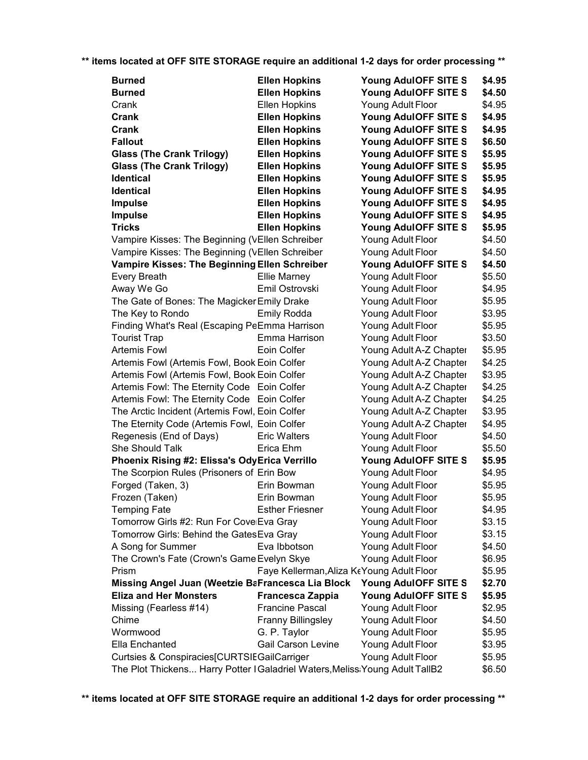** items located at OFF SITE STORAGE require an additional 1-2 days for order processing **

| | | | |
|---|---|---|---|
| **Burned** | **Ellen Hopkins** | **Young AdulOFF SITE S** | **$4.95** |
| **Burned** | **Ellen Hopkins** | **Young AdulOFF SITE S** | **$4.50** |
| Crank | Ellen Hopkins | Young Adult Floor | $4.95 |
| **Crank** | **Ellen Hopkins** | **Young AdulOFF SITE S** | **$4.95** |
| **Crank** | **Ellen Hopkins** | **Young AdulOFF SITE S** | **$4.95** |
| **Fallout** | **Ellen Hopkins** | **Young AdulOFF SITE S** | **$6.50** |
| **Glass (The Crank Trilogy)** | **Ellen Hopkins** | **Young AdulOFF SITE S** | **$5.95** |
| **Glass (The Crank Trilogy)** | **Ellen Hopkins** | **Young AdulOFF SITE S** | **$5.95** |
| **Identical** | **Ellen Hopkins** | **Young AdulOFF SITE S** | **$5.95** |
| **Identical** | **Ellen Hopkins** | **Young AdulOFF SITE S** | **$4.95** |
| **Impulse** | **Ellen Hopkins** | **Young AdulOFF SITE S** | **$4.95** |
| **Impulse** | **Ellen Hopkins** | **Young AdulOFF SITE S** | **$4.95** |
| **Tricks** | **Ellen Hopkins** | **Young AdulOFF SITE S** | **$5.95** |
| Vampire Kisses: The Beginning (V | Ellen Schreiber | Young Adult Floor | $4.50 |
| Vampire Kisses: The Beginning (V | Ellen Schreiber | Young Adult Floor | $4.50 |
| **Vampire Kisses: The Beginning** | **Ellen Schreiber** | **Young AdulOFF SITE S** | **$4.50** |
| Every Breath | Ellie Marney | Young Adult Floor | $5.50 |
| Away We Go | Emil Ostrovski | Young Adult Floor | $4.95 |
| The Gate of Bones: The Magicker | Emily Drake | Young Adult Floor | $5.95 |
| The Key to Rondo | Emily Rodda | Young Adult Floor | $3.95 |
| Finding What's Real (Escaping Pe | Emma Harrison | Young Adult Floor | $5.95 |
| Tourist Trap | Emma Harrison | Young Adult Floor | $3.50 |
| Artemis Fowl | Eoin Colfer | Young Adult A-Z Chapter | $5.95 |
| Artemis Fowl (Artemis Fowl, Book | Eoin Colfer | Young Adult A-Z Chapter | $4.25 |
| Artemis Fowl (Artemis Fowl, Book | Eoin Colfer | Young Adult A-Z Chapter | $3.95 |
| Artemis Fowl: The Eternity Code | Eoin Colfer | Young Adult A-Z Chapter | $4.25 |
| Artemis Fowl: The Eternity Code | Eoin Colfer | Young Adult A-Z Chapter | $4.25 |
| The Arctic Incident (Artemis Fowl, | Eoin Colfer | Young Adult A-Z Chapter | $3.95 |
| The Eternity Code (Artemis Fowl, | Eoin Colfer | Young Adult A-Z Chapter | $4.95 |
| Regenesis (End of Days) | Eric Walters | Young Adult Floor | $4.50 |
| She Should Talk | Erica Ehm | Young Adult Floor | $5.50 |
| **Phoenix Rising #2: Elissa's Ody** | **Erica Verrillo** | **Young AdulOFF SITE S** | **$5.95** |
| The Scorpion Rules (Prisoners of | Erin Bow | Young Adult Floor | $4.95 |
| Forged (Taken, 3) | Erin Bowman | Young Adult Floor | $5.95 |
| Frozen (Taken) | Erin Bowman | Young Adult Floor | $5.95 |
| Temping Fate | Esther Friesner | Young Adult Floor | $4.95 |
| Tomorrow Girls #2: Run For Cove | Eva Gray | Young Adult Floor | $3.15 |
| Tomorrow Girls: Behind the Gates | Eva Gray | Young Adult Floor | $3.15 |
| A Song for Summer | Eva Ibbotson | Young Adult Floor | $4.50 |
| The Crown's Fate (Crown's Game | Evelyn Skye | Young Adult Floor | $6.95 |
| Prism | Faye Kellerman,Aliza Ke | Young Adult Floor | $5.95 |
| **Missing Angel Juan (Weetzie Ba** | **Francesca Lia Block** | **Young AdulOFF SITE S** | **$2.70** |
| **Eliza and Her Monsters** | **Francesca Zappia** | **Young AdulOFF SITE S** | **$5.95** |
| Missing (Fearless #14) | Francine Pascal | Young Adult Floor | $2.95 |
| Chime | Franny Billingsley | Young Adult Floor | $4.50 |
| Wormwood | G. P. Taylor | Young Adult Floor | $5.95 |
| Ella Enchanted | Gail Carson Levine | Young Adult Floor | $3.95 |
| Curtsies & Conspiracies[CURTSIE | GailCarriger | Young Adult Floor | $5.95 |
| The Plot Thickens... Harry Potter I | Galadriel Waters,Meliss | Young Adult TallB2 | $6.50 |

** items located at OFF SITE STORAGE require an additional 1-2 days for order processing **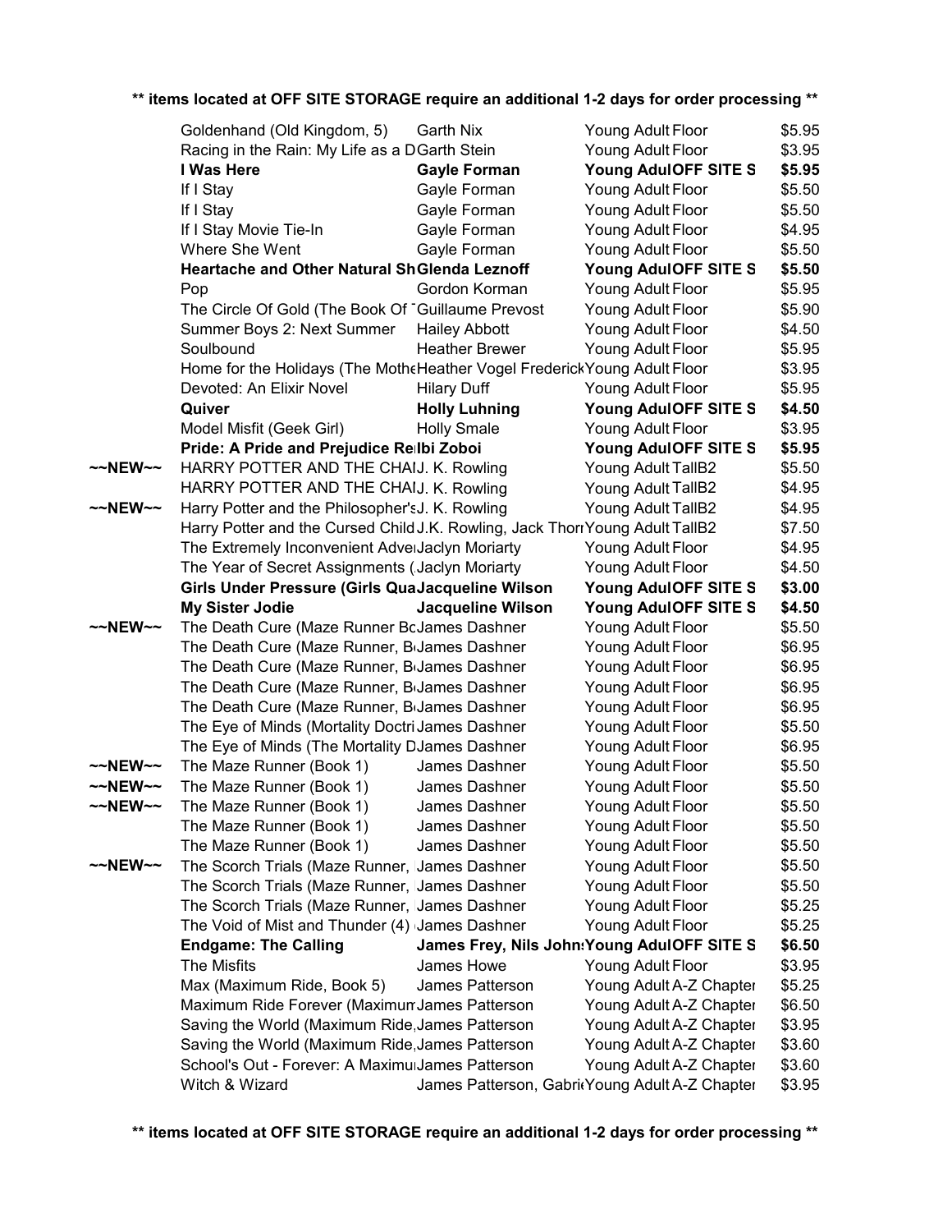** items located at OFF SITE STORAGE require an additional 1-2 days for order processing **

| | Title | Author | Category | Location | Price |
|---|---|---|---|---|---|
| | Goldenhand (Old Kingdom, 5) | Garth Nix | Young Adult | Floor | $5.95 |
| | Racing in the Rain: My Life as a D | Garth Stein | Young Adult | Floor | $3.95 |
| | **I Was Here** | **Gayle Forman** | **Young Adul** | **OFF SITE S** | **$5.95** |
| | If I Stay | Gayle Forman | Young Adult | Floor | $5.50 |
| | If I Stay | Gayle Forman | Young Adult | Floor | $5.50 |
| | If I Stay Movie Tie-In | Gayle Forman | Young Adult | Floor | $4.95 |
| | Where She Went | Gayle Forman | Young Adult | Floor | $5.50 |
| | **Heartache and Other Natural Sh** | **Glenda Leznoff** | **Young Adul** | **OFF SITE S** | **$5.50** |
| | Pop | Gordon Korman | Young Adult | Floor | $5.95 |
| | The Circle Of Gold (The Book Of ` | Guillaume Prevost | Young Adult | Floor | $5.90 |
| | Summer Boys 2: Next Summer | Hailey Abbott | Young Adult | Floor | $4.50 |
| | Soulbound | Heather Brewer | Young Adult | Floor | $5.95 |
| | Home for the Holidays (The Mothe | Heather Vogel Frederick | Young Adult | Floor | $3.95 |
| | Devoted: An Elixir Novel | Hilary Duff | Young Adult | Floor | $5.95 |
| | **Quiver** | **Holly Luhning** | **Young Adul** | **OFF SITE S** | **$4.50** |
| | Model Misfit (Geek Girl) | Holly Smale | Young Adult | Floor | $3.95 |
| | **Pride: A Pride and Prejudice Re** | **Ibi Zoboi** | **Young Adul** | **OFF SITE S** | **$5.95** |
| ~~NEW~~ | HARRY POTTER AND THE CHAI | J. K. Rowling | Young Adult | TallB2 | $5.50 |
| | HARRY POTTER AND THE CHAI | J. K. Rowling | Young Adult | TallB2 | $4.95 |
| ~~NEW~~ | Harry Potter and the Philosopher's | J. K. Rowling | Young Adult | TallB2 | $4.95 |
| | Harry Potter and the Cursed Child | J.K. Rowling, Jack Thorn | Young Adult | TallB2 | $7.50 |
| | The Extremely Inconvenient Adve | Jaclyn Moriarty | Young Adult | Floor | $4.95 |
| | The Year of Secret Assignments ( | Jaclyn Moriarty | Young Adult | Floor | $4.50 |
| | **Girls Under Pressure (Girls Qua** | **Jacqueline Wilson** | **Young Adul** | **OFF SITE S** | **$3.00** |
| | **My Sister Jodie** | **Jacqueline Wilson** | **Young Adul** | **OFF SITE S** | **$4.50** |
| ~~NEW~~ | The Death Cure (Maze Runner Bo | James Dashner | Young Adult | Floor | $5.50 |
| | The Death Cure (Maze Runner, B | James Dashner | Young Adult | Floor | $6.95 |
| | The Death Cure (Maze Runner, B | James Dashner | Young Adult | Floor | $6.95 |
| | The Death Cure (Maze Runner, B | James Dashner | Young Adult | Floor | $6.95 |
| | The Death Cure (Maze Runner, B | James Dashner | Young Adult | Floor | $6.95 |
| | The Eye of Minds (Mortality Doctri | James Dashner | Young Adult | Floor | $5.50 |
| | The Eye of Minds (The Mortality D | James Dashner | Young Adult | Floor | $6.95 |
| ~~NEW~~ | The Maze Runner (Book 1) | James Dashner | Young Adult | Floor | $5.50 |
| ~~NEW~~ | The Maze Runner (Book 1) | James Dashner | Young Adult | Floor | $5.50 |
| ~~NEW~~ | The Maze Runner (Book 1) | James Dashner | Young Adult | Floor | $5.50 |
| | The Maze Runner (Book 1) | James Dashner | Young Adult | Floor | $5.50 |
| | The Maze Runner (Book 1) | James Dashner | Young Adult | Floor | $5.50 |
| ~~NEW~~ | The Scorch Trials (Maze Runner, | James Dashner | Young Adult | Floor | $5.50 |
| | The Scorch Trials (Maze Runner, | James Dashner | Young Adult | Floor | $5.50 |
| | The Scorch Trials (Maze Runner, | James Dashner | Young Adult | Floor | $5.25 |
| | The Void of Mist and Thunder (4) | James Dashner | Young Adult | Floor | $5.25 |
| | **Endgame: The Calling** | **James Frey, Nils Johns** | **Young Adul** | **OFF SITE S** | **$6.50** |
| | The Misfits | James Howe | Young Adult | Floor | $3.95 |
| | Max (Maximum Ride, Book 5) | James Patterson | Young Adult | A-Z Chapter | $5.25 |
| | Maximum Ride Forever (Maximum | James Patterson | Young Adult | A-Z Chapter | $6.50 |
| | Saving the World (Maximum Ride, | James Patterson | Young Adult | A-Z Chapter | $3.95 |
| | Saving the World (Maximum Ride, | James Patterson | Young Adult | A-Z Chapter | $3.60 |
| | School's Out - Forever: A Maximu | James Patterson | Young Adult | A-Z Chapter | $3.60 |
| | Witch & Wizard | James Patterson, Gabri | Young Adult | A-Z Chapter | $3.95 |

** items located at OFF SITE STORAGE require an additional 1-2 days for order processing **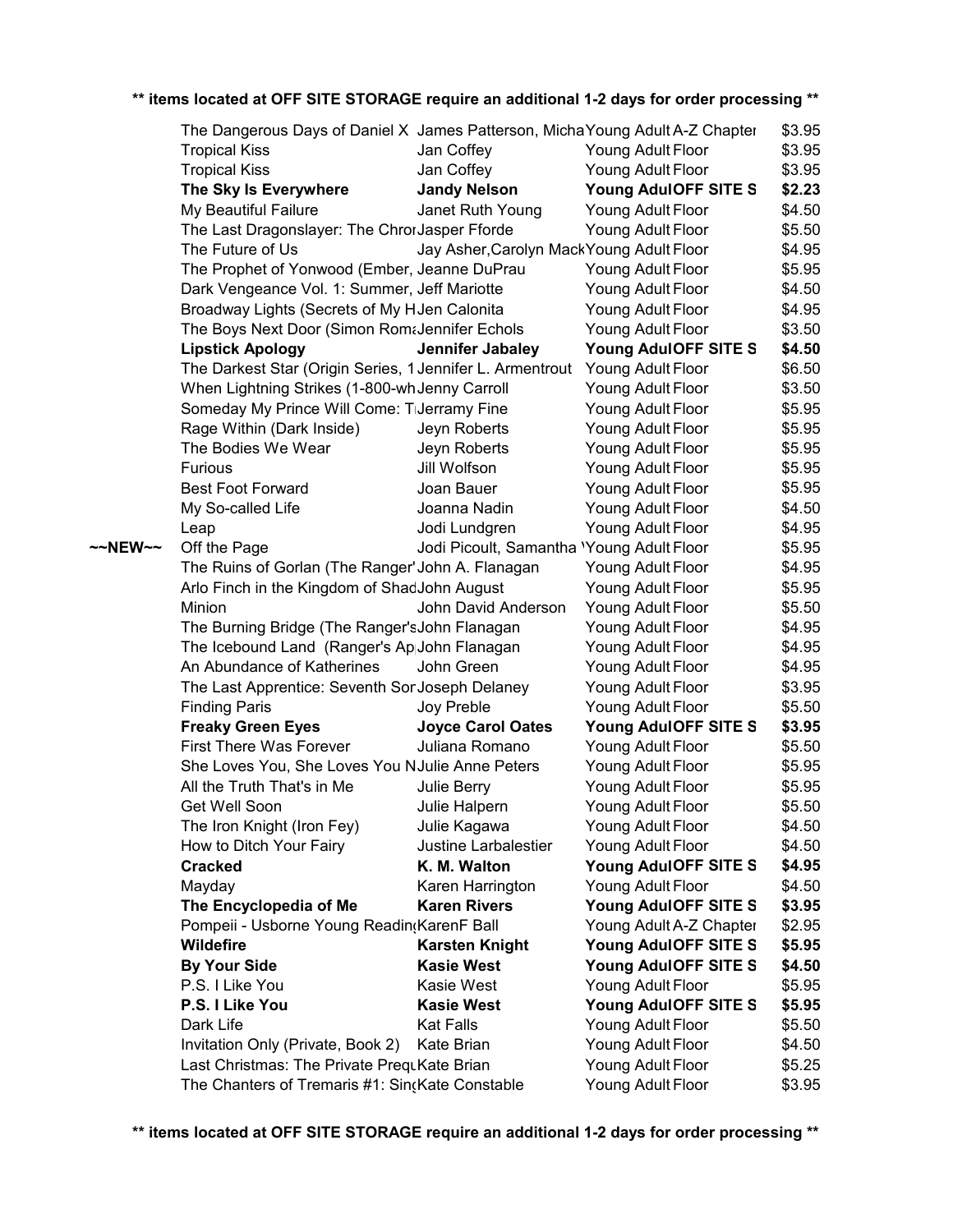**** items located at OFF SITE STORAGE require an additional 1-2 days for order processing ****

| | Title | Author | Location | | Price |
|---|---|---|---|---|---|
| | The Dangerous Days of Daniel X | James Patterson, Micha | Young Adult | A-Z Chapter | $3.95 |
| | Tropical Kiss | Jan Coffey | Young Adult | Floor | $3.95 |
| | Tropical Kiss | Jan Coffey | Young Adult | Floor | $3.95 |
| | **The Sky Is Everywhere** | **Jandy Nelson** | **Young Adul** | **OFF SITE S** | **$2.23** |
| | My Beautiful Failure | Janet Ruth Young | Young Adult | Floor | $4.50 |
| | The Last Dragonslayer: The Chror | Jasper Fforde | Young Adult | Floor | $5.50 |
| | The Future of Us | Jay Asher,Carolyn Mack | Young Adult | Floor | $4.95 |
| | The Prophet of Yonwood (Ember, | Jeanne DuPrau | Young Adult | Floor | $5.95 |
| | Dark Vengeance Vol. 1: Summer, | Jeff Mariotte | Young Adult | Floor | $4.50 |
| | Broadway Lights (Secrets of My H | Jen Calonita | Young Adult | Floor | $4.95 |
| | The Boys Next Door (Simon Roma | Jennifer Echols | Young Adult | Floor | $3.50 |
| | **Lipstick Apology** | **Jennifer Jabaley** | **Young Adul** | **OFF SITE S** | **$4.50** |
| | The Darkest Star (Origin Series, 1 | Jennifer L. Armentrout | Young Adult | Floor | $6.50 |
| | When Lightning Strikes (1-800-wh | Jenny Carroll | Young Adult | Floor | $3.50 |
| | Someday My Prince Will Come: T | Jerramy Fine | Young Adult | Floor | $5.95 |
| | Rage Within (Dark Inside) | Jeyn Roberts | Young Adult | Floor | $5.95 |
| | The Bodies We Wear | Jeyn Roberts | Young Adult | Floor | $5.95 |
| | Furious | Jill Wolfson | Young Adult | Floor | $5.95 |
| | Best Foot Forward | Joan Bauer | Young Adult | Floor | $5.95 |
| | My So-called Life | Joanna Nadin | Young Adult | Floor | $4.50 |
| | Leap | Jodi Lundgren | Young Adult | Floor | $4.95 |
| ~~NEW~~ | Off the Page | Jodi Picoult, Samantha ' | Young Adult | Floor | $5.95 |
| | The Ruins of Gorlan (The Ranger' | John A. Flanagan | Young Adult | Floor | $4.95 |
| | Arlo Finch in the Kingdom of Shad | John August | Young Adult | Floor | $5.95 |
| | Minion | John David Anderson | Young Adult | Floor | $5.50 |
| | The Burning Bridge (The Ranger's | John Flanagan | Young Adult | Floor | $4.95 |
| | The Icebound Land (Ranger's Ap | John Flanagan | Young Adult | Floor | $4.95 |
| | An Abundance of Katherines | John Green | Young Adult | Floor | $4.95 |
| | The Last Apprentice: Seventh Sor | Joseph Delaney | Young Adult | Floor | $3.95 |
| | Finding Paris | Joy Preble | Young Adult | Floor | $5.50 |
| | **Freaky Green Eyes** | **Joyce Carol Oates** | **Young Adul** | **OFF SITE S** | **$3.95** |
| | First There Was Forever | Juliana Romano | Young Adult | Floor | $5.50 |
| | She Loves You, She Loves You N | Julie Anne Peters | Young Adult | Floor | $5.95 |
| | All the Truth That's in Me | Julie Berry | Young Adult | Floor | $5.95 |
| | Get Well Soon | Julie Halpern | Young Adult | Floor | $5.50 |
| | The Iron Knight (Iron Fey) | Julie Kagawa | Young Adult | Floor | $4.50 |
| | How to Ditch Your Fairy | Justine Larbalestier | Young Adult | Floor | $4.50 |
| | **Cracked** | **K. M. Walton** | **Young Adul** | **OFF SITE S** | **$4.95** |
| | Mayday | Karen Harrington | Young Adult | Floor | $4.50 |
| | **The Encyclopedia of Me** | **Karen Rivers** | **Young Adul** | **OFF SITE S** | **$3.95** |
| | Pompeii - Usborne Young Readin | KarenF Ball | Young Adult | A-Z Chapter | $2.95 |
| | **Wildefire** | **Karsten Knight** | **Young Adul** | **OFF SITE S** | **$5.95** |
| | **By Your Side** | **Kasie West** | **Young Adul** | **OFF SITE S** | **$4.50** |
| | P.S. I Like You | Kasie West | Young Adult | Floor | $5.95 |
| | **P.S. I Like You** | **Kasie West** | **Young Adul** | **OFF SITE S** | **$5.95** |
| | Dark Life | Kat Falls | Young Adult | Floor | $5.50 |
| | Invitation Only (Private, Book 2) | Kate Brian | Young Adult | Floor | $4.50 |
| | Last Christmas: The Private Prequ | Kate Brian | Young Adult | Floor | $5.25 |
| | The Chanters of Tremaris #1: Sin | Kate Constable | Young Adult | Floor | $3.95 |

**** items located at OFF SITE STORAGE require an additional 1-2 days for order processing ****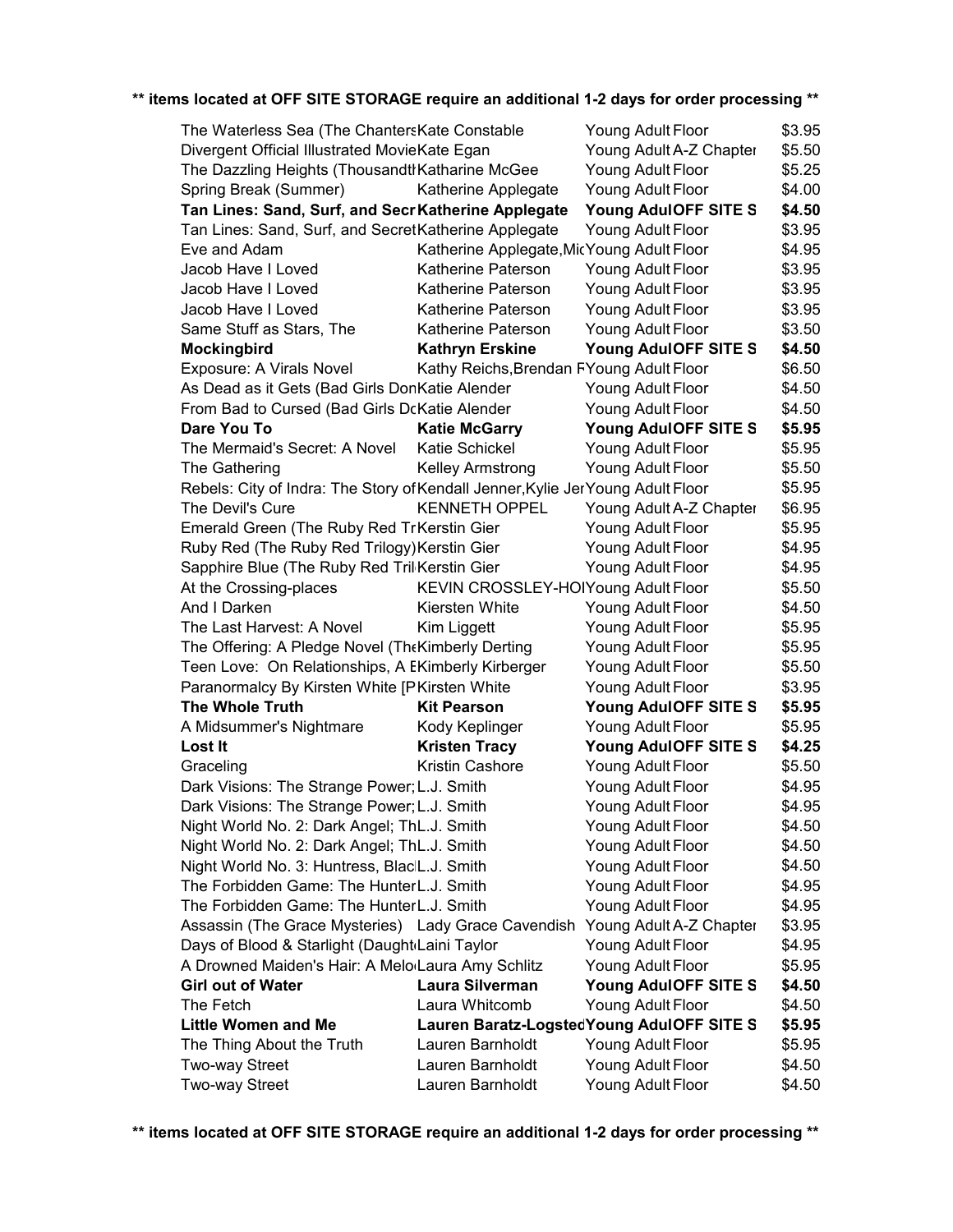**\*\* items located at OFF SITE STORAGE require an additional 1-2 days for order processing \*\***

| Title | Author | Collection | Location | Price |
|---|---|---|---|---|
| The Waterless Sea (The Chanters | Kate Constable | Young Adult | Floor | $3.95 |
| Divergent Official Illustrated Movie | Kate Egan | Young Adult | A-Z Chapter | $5.50 |
| The Dazzling Heights (Thousandth | Katharine McGee | Young Adult | Floor | $5.25 |
| Spring Break (Summer) | Katherine Applegate | Young Adult | Floor | $4.00 |
| **Tan Lines: Sand, Surf, and Secr** | **Katherine Applegate** | **Young Adul** | **OFF SITE S** | **$4.50** |
| Tan Lines: Sand, Surf, and Secret | Katherine Applegate | Young Adult | Floor | $3.95 |
| Eve and Adam | Katherine Applegate,Mic | Young Adult | Floor | $4.95 |
| Jacob Have I Loved | Katherine Paterson | Young Adult | Floor | $3.95 |
| Jacob Have I Loved | Katherine Paterson | Young Adult | Floor | $3.95 |
| Jacob Have I Loved | Katherine Paterson | Young Adult | Floor | $3.95 |
| Same Stuff as Stars, The | Katherine Paterson | Young Adult | Floor | $3.50 |
| **Mockingbird** | **Kathryn Erskine** | **Young Adul** | **OFF SITE S** | **$4.50** |
| Exposure: A Virals Novel | Kathy Reichs,Brendan F | Young Adult | Floor | $6.50 |
| As Dead as it Gets (Bad Girls Don | Katie Alender | Young Adult | Floor | $4.50 |
| From Bad to Cursed (Bad Girls D | Katie Alender | Young Adult | Floor | $4.50 |
| **Dare You To** | **Katie McGarry** | **Young Adul** | **OFF SITE S** | **$5.95** |
| The Mermaid's Secret: A Novel | Katie Schickel | Young Adult | Floor | $5.95 |
| The Gathering | Kelley Armstrong | Young Adult | Floor | $5.50 |
| Rebels: City of Indra: The Story of | Kendall Jenner,Kylie Jer | Young Adult | Floor | $5.95 |
| The Devil's Cure | KENNETH OPPEL | Young Adult | A-Z Chapter | $6.95 |
| Emerald Green (The Ruby Red Tr | Kerstin Gier | Young Adult | Floor | $5.95 |
| Ruby Red (The Ruby Red Trilogy) | Kerstin Gier | Young Adult | Floor | $4.95 |
| Sapphire Blue (The Ruby Red Tril | Kerstin Gier | Young Adult | Floor | $4.95 |
| At the Crossing-places | KEVIN CROSSLEY-HOI | Young Adult | Floor | $5.50 |
| And I Darken | Kiersten White | Young Adult | Floor | $4.50 |
| The Last Harvest: A Novel | Kim Liggett | Young Adult | Floor | $5.95 |
| The Offering: A Pledge Novel (The | Kimberly Derting | Young Adult | Floor | $5.95 |
| Teen Love: On Relationships, A E | Kimberly Kirberger | Young Adult | Floor | $5.50 |
| Paranormalcy By Kirsten White [P | Kirsten White | Young Adult | Floor | $3.95 |
| **The Whole Truth** | **Kit Pearson** | **Young Adul** | **OFF SITE S** | **$5.95** |
| A Midsummer's Nightmare | Kody Keplinger | Young Adult | Floor | $5.95 |
| **Lost It** | **Kristen Tracy** | **Young Adul** | **OFF SITE S** | **$4.25** |
| Graceling | Kristin Cashore | Young Adult | Floor | $5.50 |
| Dark Visions: The Strange Power; | L.J. Smith | Young Adult | Floor | $4.95 |
| Dark Visions: The Strange Power; | L.J. Smith | Young Adult | Floor | $4.95 |
| Night World No. 2: Dark Angel; Th | L.J. Smith | Young Adult | Floor | $4.50 |
| Night World No. 2: Dark Angel; Th | L.J. Smith | Young Adult | Floor | $4.50 |
| Night World No. 3: Huntress, Blac | L.J. Smith | Young Adult | Floor | $4.50 |
| The Forbidden Game: The Hunter | L.J. Smith | Young Adult | Floor | $4.95 |
| The Forbidden Game: The Hunter | L.J. Smith | Young Adult | Floor | $4.95 |
| Assassin (The Grace Mysteries) | Lady Grace Cavendish | Young Adult | A-Z Chapter | $3.95 |
| Days of Blood & Starlight (Daught | Laini Taylor | Young Adult | Floor | $4.95 |
| A Drowned Maiden's Hair: A Melo | Laura Amy Schlitz | Young Adult | Floor | $5.95 |
| **Girl out of Water** | **Laura Silverman** | **Young Adul** | **OFF SITE S** | **$4.50** |
| The Fetch | Laura Whitcomb | Young Adult | Floor | $4.50 |
| **Little Women and Me** | **Lauren Baratz-Logsted** | **Young Adul** | **OFF SITE S** | **$5.95** |
| The Thing About the Truth | Lauren Barnholdt | Young Adult | Floor | $5.95 |
| Two-way Street | Lauren Barnholdt | Young Adult | Floor | $4.50 |
| Two-way Street | Lauren Barnholdt | Young Adult | Floor | $4.50 |

**\*\* items located at OFF SITE STORAGE require an additional 1-2 days for order processing \*\***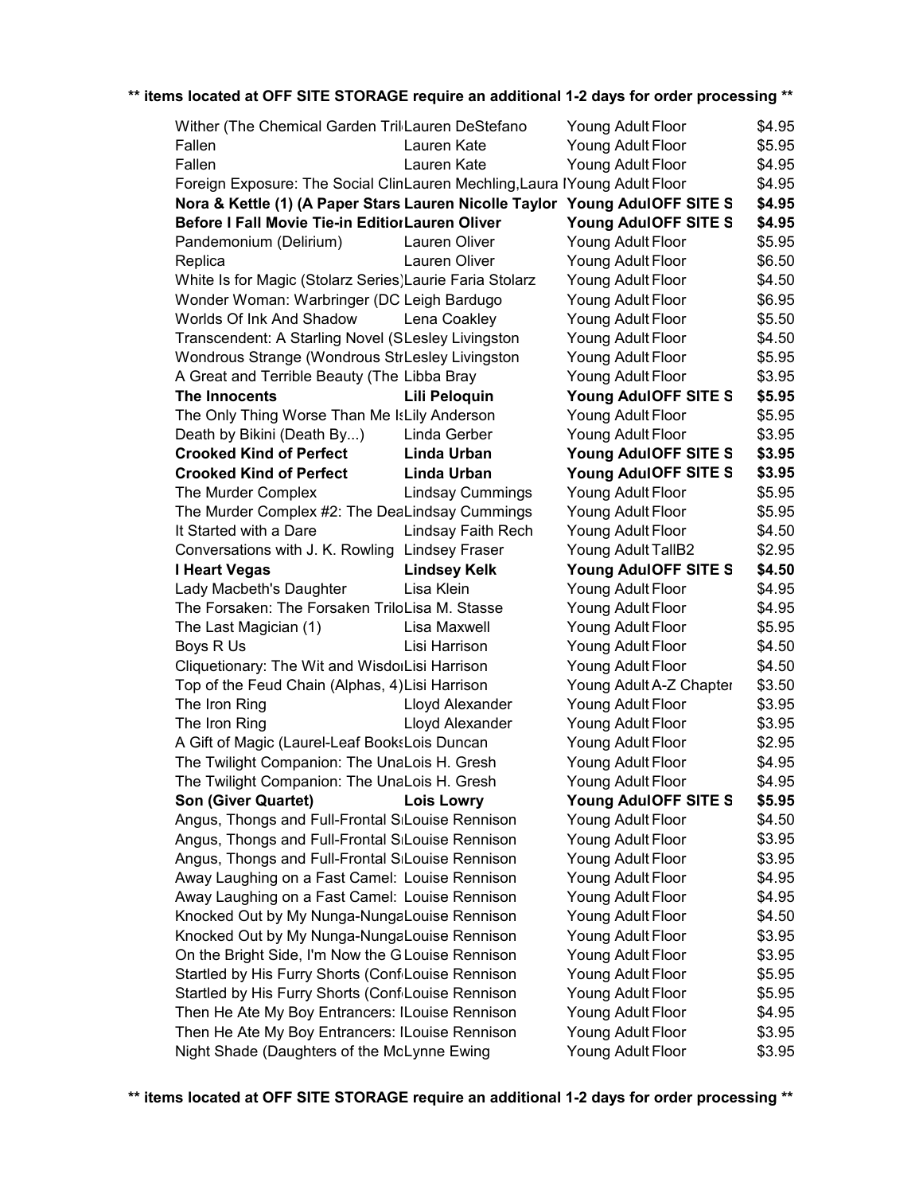**\*\* items located at OFF SITE STORAGE require an additional 1-2 days for order processing \*\***

| Title | Author | Section | Location | Price |
|---|---|---|---|---|
| Wither (The Chemical Garden Tril | Lauren DeStefano | Young Adult | Floor | $4.95 |
| Fallen | Lauren Kate | Young Adult | Floor | $5.95 |
| Fallen | Lauren Kate | Young Adult | Floor | $4.95 |
| Foreign Exposure: The Social Clin | Lauren Mechling,Laura I | Young Adult | Floor | $4.95 |
| **Nora & Kettle (1) (A Paper Stars** | **Lauren Nicolle Taylor** | **Young Adul** | **OFF SITE S** | **$4.95** |
| **Before I Fall Movie Tie-in Editior** | **Lauren Oliver** | **Young Adul** | **OFF SITE S** | **$4.95** |
| Pandemonium (Delirium) | Lauren Oliver | Young Adult | Floor | $5.95 |
| Replica | Lauren Oliver | Young Adult | Floor | $6.50 |
| White Is for Magic (Stolarz Series) | Laurie Faria Stolarz | Young Adult | Floor | $4.50 |
| Wonder Woman: Warbringer (DC | Leigh Bardugo | Young Adult | Floor | $6.95 |
| Worlds Of Ink And Shadow | Lena Coakley | Young Adult | Floor | $5.50 |
| Transcendent: A Starling Novel (S | Lesley Livingston | Young Adult | Floor | $4.50 |
| Wondrous Strange (Wondrous Str | Lesley Livingston | Young Adult | Floor | $5.95 |
| A Great and Terrible Beauty (The | Libba Bray | Young Adult | Floor | $3.95 |
| **The Innocents** | **Lili Peloquin** | **Young Adul** | **OFF SITE S** | **$5.95** |
| The Only Thing Worse Than Me Is | Lily Anderson | Young Adult | Floor | $5.95 |
| Death by Bikini (Death By...) | Linda Gerber | Young Adult | Floor | $3.95 |
| **Crooked Kind of Perfect** | **Linda Urban** | **Young Adul** | **OFF SITE S** | **$3.95** |
| **Crooked Kind of Perfect** | **Linda Urban** | **Young Adul** | **OFF SITE S** | **$3.95** |
| The Murder Complex | Lindsay Cummings | Young Adult | Floor | $5.95 |
| The Murder Complex #2: The Dea | Lindsay Cummings | Young Adult | Floor | $5.95 |
| It Started with a Dare | Lindsay Faith Rech | Young Adult | Floor | $4.50 |
| Conversations with J. K. Rowling | Lindsey Fraser | Young Adult | TallB2 | $2.95 |
| **I Heart Vegas** | **Lindsey Kelk** | **Young Adul** | **OFF SITE S** | **$4.50** |
| Lady Macbeth's Daughter | Lisa Klein | Young Adult | Floor | $4.95 |
| The Forsaken: The Forsaken Trilo | Lisa M. Stasse | Young Adult | Floor | $4.95 |
| The Last Magician (1) | Lisa Maxwell | Young Adult | Floor | $5.95 |
| Boys R Us | Lisi Harrison | Young Adult | Floor | $4.50 |
| Cliquetionary: The Wit and Wisdo | Lisi Harrison | Young Adult | Floor | $4.50 |
| Top of the Feud Chain (Alphas, 4) | Lisi Harrison | Young Adult | A-Z Chapter | $3.50 |
| The Iron Ring | Lloyd Alexander | Young Adult | Floor | $3.95 |
| The Iron Ring | Lloyd Alexander | Young Adult | Floor | $3.95 |
| A Gift of Magic (Laurel-Leaf Books | Lois Duncan | Young Adult | Floor | $2.95 |
| The Twilight Companion: The Una | Lois H. Gresh | Young Adult | Floor | $4.95 |
| The Twilight Companion: The Una | Lois H. Gresh | Young Adult | Floor | $4.95 |
| **Son (Giver Quartet)** | **Lois Lowry** | **Young Adul** | **OFF SITE S** | **$5.95** |
| Angus, Thongs and Full-Frontal S | Louise Rennison | Young Adult | Floor | $4.50 |
| Angus, Thongs and Full-Frontal S | Louise Rennison | Young Adult | Floor | $3.95 |
| Angus, Thongs and Full-Frontal S | Louise Rennison | Young Adult | Floor | $3.95 |
| Away Laughing on a Fast Camel: | Louise Rennison | Young Adult | Floor | $4.95 |
| Away Laughing on a Fast Camel: | Louise Rennison | Young Adult | Floor | $4.95 |
| Knocked Out by My Nunga-Nunga | Louise Rennison | Young Adult | Floor | $4.50 |
| Knocked Out by My Nunga-Nunga | Louise Rennison | Young Adult | Floor | $3.95 |
| On the Bright Side, I'm Now the G | Louise Rennison | Young Adult | Floor | $3.95 |
| Startled by His Furry Shorts (Conf | Louise Rennison | Young Adult | Floor | $5.95 |
| Startled by His Furry Shorts (Conf | Louise Rennison | Young Adult | Floor | $5.95 |
| Then He Ate My Boy Entrancers: I | Louise Rennison | Young Adult | Floor | $4.95 |
| Then He Ate My Boy Entrancers: I | Louise Rennison | Young Adult | Floor | $3.95 |
| Night Shade (Daughters of the Mo | Lynne Ewing | Young Adult | Floor | $3.95 |

**\*\* items located at OFF SITE STORAGE require an additional 1-2 days for order processing \*\***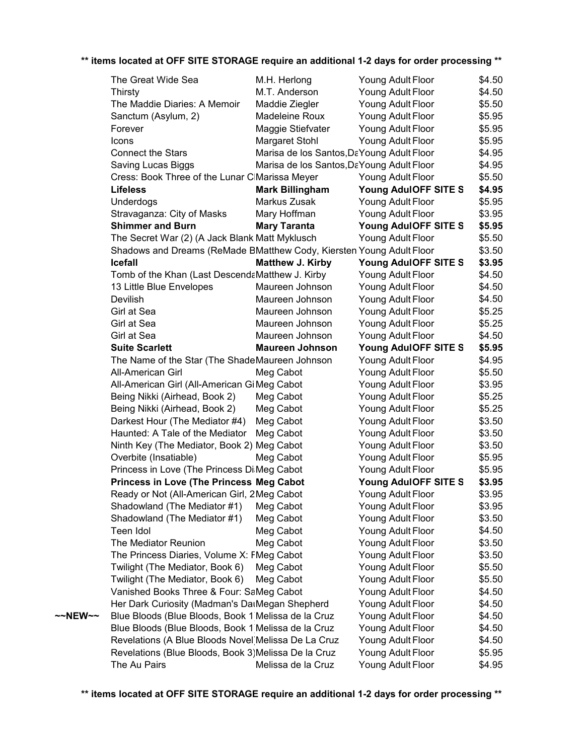**\*\* items located at OFF SITE STORAGE require an additional 1-2 days for order processing \*\***

| | Title | Author | Location | | Price |
|---|---|---|---|---|---|
| | The Great Wide Sea | M.H. Herlong | Young Adult | Floor | $4.50 |
| | Thirsty | M.T. Anderson | Young Adult | Floor | $4.50 |
| | The Maddie Diaries: A Memoir | Maddie Ziegler | Young Adult | Floor | $5.50 |
| | Sanctum (Asylum, 2) | Madeleine Roux | Young Adult | Floor | $5.95 |
| | Forever | Maggie Stiefvater | Young Adult | Floor | $5.95 |
| | Icons | Margaret Stohl | Young Adult | Floor | $5.95 |
| | Connect the Stars | Marisa de los Santos, Da | Young Adult | Floor | $4.95 |
| | Saving Lucas Biggs | Marisa de los Santos, Da | Young Adult | Floor | $4.95 |
| | Cress: Book Three of the Lunar C | Marissa Meyer | Young Adult | Floor | $5.50 |
| | **Lifeless** | **Mark Billingham** | **Young Adul** | **OFF SITE S** | **$4.95** |
| | Underdogs | Markus Zusak | Young Adult | Floor | $5.95 |
| | Stravaganza: City of Masks | Mary Hoffman | Young Adult | Floor | $3.95 |
| | **Shimmer and Burn** | **Mary Taranta** | **Young Adul** | **OFF SITE S** | **$5.95** |
| | The Secret War (2) (A Jack Blank | Matt Myklusch | Young Adult | Floor | $5.50 |
| | Shadows and Dreams (ReMade B | Matthew Cody, Kiersten | Young Adult | Floor | $3.50 |
| | **Icefall** | **Matthew J. Kirby** | **Young Adul** | **OFF SITE S** | **$3.95** |
| | Tomb of the Khan (Last Descenda | Matthew J. Kirby | Young Adult | Floor | $4.50 |
| | 13 Little Blue Envelopes | Maureen Johnson | Young Adult | Floor | $4.50 |
| | Devilish | Maureen Johnson | Young Adult | Floor | $4.50 |
| | Girl at Sea | Maureen Johnson | Young Adult | Floor | $5.25 |
| | Girl at Sea | Maureen Johnson | Young Adult | Floor | $5.25 |
| | Girl at Sea | Maureen Johnson | Young Adult | Floor | $4.50 |
| | **Suite Scarlett** | **Maureen Johnson** | **Young Adul** | **OFF SITE S** | **$5.95** |
| | The Name of the Star (The Shade | Maureen Johnson | Young Adult | Floor | $4.95 |
| | All-American Girl | Meg Cabot | Young Adult | Floor | $5.50 |
| | All-American Girl (All-American Gi | Meg Cabot | Young Adult | Floor | $3.95 |
| | Being Nikki (Airhead, Book 2) | Meg Cabot | Young Adult | Floor | $5.25 |
| | Being Nikki (Airhead, Book 2) | Meg Cabot | Young Adult | Floor | $5.25 |
| | Darkest Hour (The Mediator #4) | Meg Cabot | Young Adult | Floor | $3.50 |
| | Haunted: A Tale of the Mediator | Meg Cabot | Young Adult | Floor | $3.50 |
| | Ninth Key (The Mediator, Book 2) | Meg Cabot | Young Adult | Floor | $3.50 |
| | Overbite (Insatiable) | Meg Cabot | Young Adult | Floor | $5.95 |
| | Princess in Love (The Princess Di | Meg Cabot | Young Adult | Floor | $5.95 |
| | **Princess in Love (The Princess** | **Meg Cabot** | **Young Adul** | **OFF SITE S** | **$3.95** |
| | Ready or Not (All-American Girl, 2 | Meg Cabot | Young Adult | Floor | $3.95 |
| | Shadowland (The Mediator #1) | Meg Cabot | Young Adult | Floor | $3.95 |
| | Shadowland (The Mediator #1) | Meg Cabot | Young Adult | Floor | $3.50 |
| | Teen Idol | Meg Cabot | Young Adult | Floor | $4.50 |
| | The Mediator Reunion | Meg Cabot | Young Adult | Floor | $3.50 |
| | The Princess Diaries, Volume X: F | Meg Cabot | Young Adult | Floor | $3.50 |
| | Twilight (The Mediator, Book 6) | Meg Cabot | Young Adult | Floor | $5.50 |
| | Twilight (The Mediator, Book 6) | Meg Cabot | Young Adult | Floor | $5.50 |
| | Vanished Books Three & Four: Sa | Meg Cabot | Young Adult | Floor | $4.50 |
| | Her Dark Curiosity (Madman's Da | Megan Shepherd | Young Adult | Floor | $4.50 |
| ~~NEW~~ | Blue Bloods (Blue Bloods, Book 1 | Melissa de la Cruz | Young Adult | Floor | $4.50 |
| | Blue Bloods (Blue Bloods, Book 1 | Melissa de la Cruz | Young Adult | Floor | $4.50 |
| | Revelations (A Blue Bloods Novel | Melissa De La Cruz | Young Adult | Floor | $4.50 |
| | Revelations (Blue Bloods, Book 3) | Melissa De La Cruz | Young Adult | Floor | $5.95 |
| | The Au Pairs | Melissa de la Cruz | Young Adult | Floor | $4.95 |

**\*\* items located at OFF SITE STORAGE require an additional 1-2 days for order processing \*\***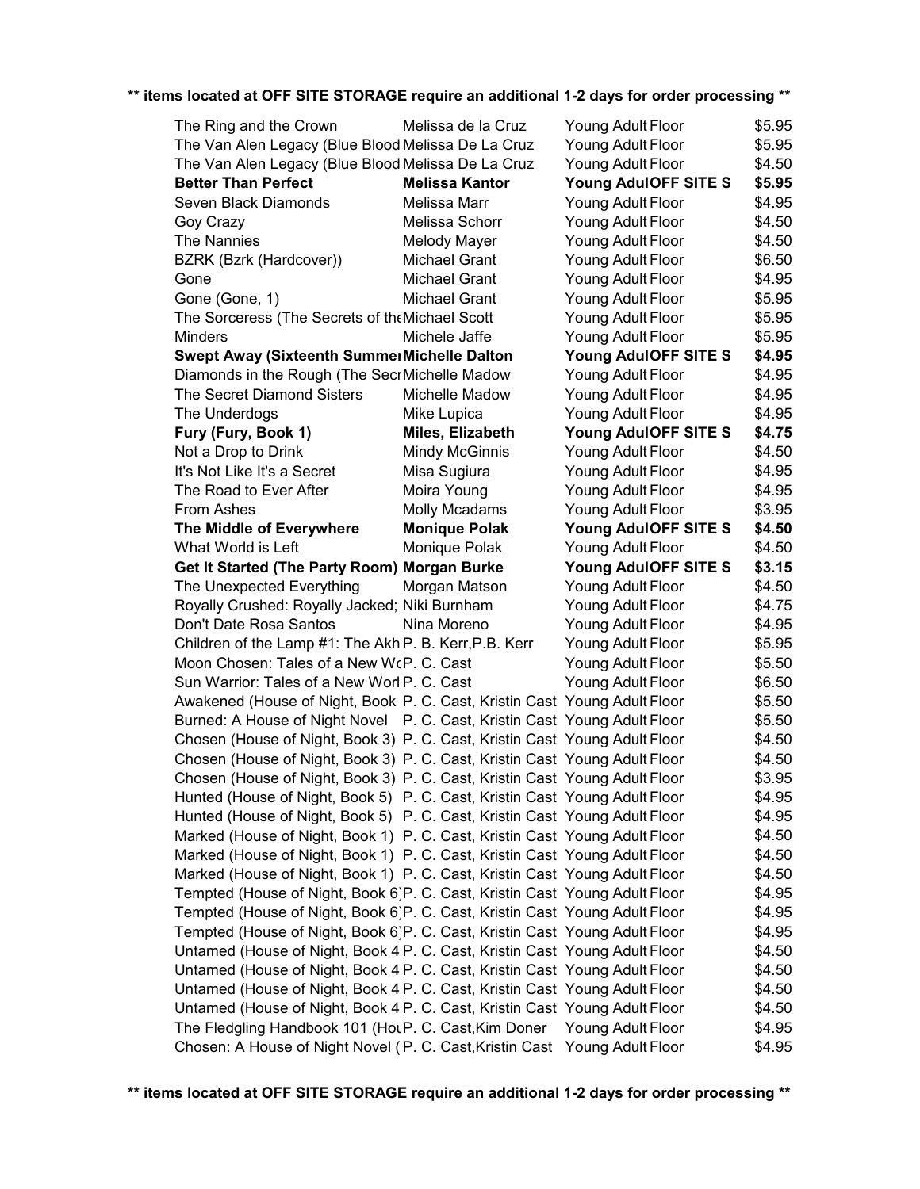** items located at OFF SITE STORAGE require an additional 1-2 days for order processing **

| Title | Author | Location | | Price |
|---|---|---|---|---|
| The Ring and the Crown | Melissa de la Cruz | Young Adult | Floor | $5.95 |
| The Van Alen Legacy (Blue Blood | Melissa De La Cruz | Young Adult | Floor | $5.95 |
| The Van Alen Legacy (Blue Blood | Melissa De La Cruz | Young Adult | Floor | $4.50 |
| **Better Than Perfect** | **Melissa Kantor** | **Young Adul** | **OFF SITE S** | **$5.95** |
| Seven Black Diamonds | Melissa Marr | Young Adult | Floor | $4.95 |
| Goy Crazy | Melissa Schorr | Young Adult | Floor | $4.50 |
| The Nannies | Melody Mayer | Young Adult | Floor | $4.50 |
| BZRK (Bzrk (Hardcover)) | Michael Grant | Young Adult | Floor | $6.50 |
| Gone | Michael Grant | Young Adult | Floor | $4.95 |
| Gone (Gone, 1) | Michael Grant | Young Adult | Floor | $5.95 |
| The Sorceress (The Secrets of the | Michael Scott | Young Adult | Floor | $5.95 |
| Minders | Michele Jaffe | Young Adult | Floor | $5.95 |
| **Swept Away (Sixteenth Summer** | **Michelle Dalton** | **Young Adul** | **OFF SITE S** | **$4.95** |
| Diamonds in the Rough (The Secr | Michelle Madow | Young Adult | Floor | $4.95 |
| The Secret Diamond Sisters | Michelle Madow | Young Adult | Floor | $4.95 |
| The Underdogs | Mike Lupica | Young Adult | Floor | $4.95 |
| **Fury (Fury, Book 1)** | **Miles, Elizabeth** | **Young Adul** | **OFF SITE S** | **$4.75** |
| Not a Drop to Drink | Mindy McGinnis | Young Adult | Floor | $4.50 |
| It's Not Like It's a Secret | Misa Sugiura | Young Adult | Floor | $4.95 |
| The Road to Ever After | Moira Young | Young Adult | Floor | $4.95 |
| From Ashes | Molly Mcadams | Young Adult | Floor | $3.95 |
| **The Middle of Everywhere** | **Monique Polak** | **Young Adul** | **OFF SITE S** | **$4.50** |
| What World is Left | Monique Polak | Young Adult | Floor | $4.50 |
| **Get It Started (The Party Room)** | **Morgan Burke** | **Young Adul** | **OFF SITE S** | **$3.15** |
| The Unexpected Everything | Morgan Matson | Young Adult | Floor | $4.50 |
| Royally Crushed: Royally Jacked; | Niki Burnham | Young Adult | Floor | $4.75 |
| Don't Date Rosa Santos | Nina Moreno | Young Adult | Floor | $4.95 |
| Children of the Lamp #1: The Akh | P. B. Kerr,P.B. Kerr | Young Adult | Floor | $5.95 |
| Moon Chosen: Tales of a New W | P. C. Cast | Young Adult | Floor | $5.50 |
| Sun Warrior: Tales of a New Worl | P. C. Cast | Young Adult | Floor | $6.50 |
| Awakened (House of Night, Book | P. C. Cast, Kristin Cast | Young Adult | Floor | $5.50 |
| Burned: A House of Night Novel | P. C. Cast, Kristin Cast | Young Adult | Floor | $5.50 |
| Chosen (House of Night, Book 3) | P. C. Cast, Kristin Cast | Young Adult | Floor | $4.50 |
| Chosen (House of Night, Book 3) | P. C. Cast, Kristin Cast | Young Adult | Floor | $4.50 |
| Chosen (House of Night, Book 3) | P. C. Cast, Kristin Cast | Young Adult | Floor | $3.95 |
| Hunted (House of Night, Book 5) | P. C. Cast, Kristin Cast | Young Adult | Floor | $4.95 |
| Hunted (House of Night, Book 5) | P. C. Cast, Kristin Cast | Young Adult | Floor | $4.95 |
| Marked (House of Night, Book 1) | P. C. Cast, Kristin Cast | Young Adult | Floor | $4.50 |
| Marked (House of Night, Book 1) | P. C. Cast, Kristin Cast | Young Adult | Floor | $4.50 |
| Marked (House of Night, Book 1) | P. C. Cast, Kristin Cast | Young Adult | Floor | $4.50 |
| Tempted (House of Night, Book 6) | P. C. Cast, Kristin Cast | Young Adult | Floor | $4.95 |
| Tempted (House of Night, Book 6) | P. C. Cast, Kristin Cast | Young Adult | Floor | $4.95 |
| Tempted (House of Night, Book 6) | P. C. Cast, Kristin Cast | Young Adult | Floor | $4.95 |
| Untamed (House of Night, Book 4 | P. C. Cast, Kristin Cast | Young Adult | Floor | $4.50 |
| Untamed (House of Night, Book 4 | P. C. Cast, Kristin Cast | Young Adult | Floor | $4.50 |
| Untamed (House of Night, Book 4 | P. C. Cast, Kristin Cast | Young Adult | Floor | $4.50 |
| Untamed (House of Night, Book 4 | P. C. Cast, Kristin Cast | Young Adult | Floor | $4.50 |
| The Fledgling Handbook 101 (Hou | P. C. Cast,Kim Doner | Young Adult | Floor | $4.95 |
| Chosen: A House of Night Novel ( | P. C. Cast,Kristin Cast | Young Adult | Floor | $4.95 |

** items located at OFF SITE STORAGE require an additional 1-2 days for order processing **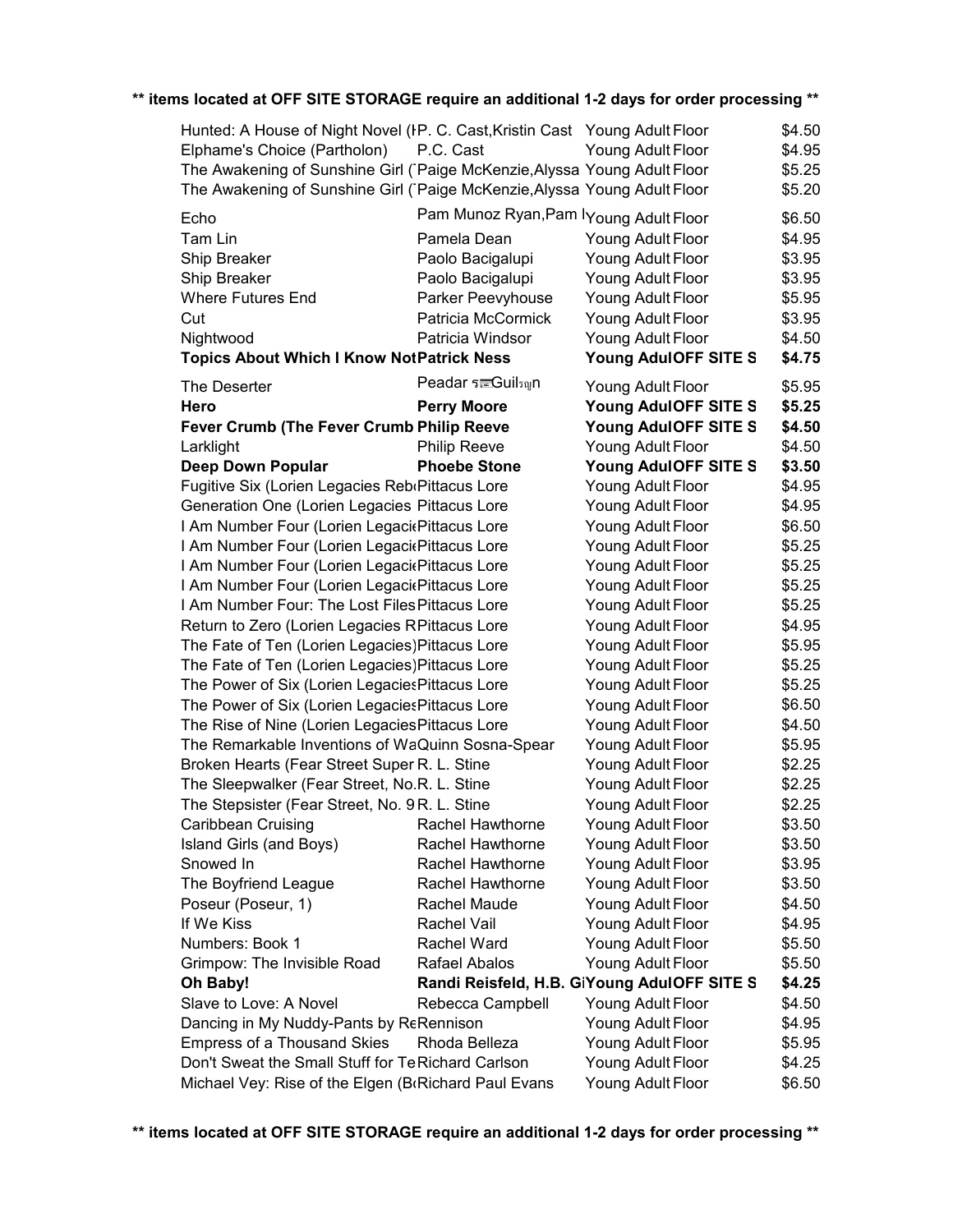**** items located at OFF SITE STORAGE require an additional 1-2 days for order processing ****

| Title | Author | Section | Location | Price |
|---|---|---|---|---|
| Hunted: A House of Night Novel (H | P. C. Cast,Kristin Cast | Young Adult | Floor | $4.50 |
| Elphame's Choice (Partholon) | P.C. Cast | Young Adult | Floor | $4.95 |
| The Awakening of Sunshine Girl (T | Paige McKenzie,Alyssa | Young Adult | Floor | $5.25 |
| The Awakening of Sunshine Girl (T | Paige McKenzie,Alyssa | Young Adult | Floor | $5.20 |
| Echo | Pam Munoz Ryan,Pam M | Young Adult | Floor | $6.50 |
| Tam Lin | Pamela Dean | Young Adult | Floor | $4.95 |
| Ship Breaker | Paolo Bacigalupi | Young Adult | Floor | $3.95 |
| Ship Breaker | Paolo Bacigalupi | Young Adult | Floor | $3.95 |
| Where Futures End | Parker Peevyhouse | Young Adult | Floor | $5.95 |
| Cut | Patricia McCormick | Young Adult | Floor | $3.95 |
| Nightwood | Patricia Windsor | Young Adult | Floor | $4.50 |
| **Topics About Which I Know Not** | **Patrick Ness** | **Young Adul** | **OFF SITE S** | **$4.75** |
| The Deserter | Peadar Ó Guilín | Young Adult | Floor | $5.95 |
| **Hero** | **Perry Moore** | **Young Adul** | **OFF SITE S** | **$5.25** |
| **Fever Crumb (The Fever Crumb** | **Philip Reeve** | **Young Adul** | **OFF SITE S** | **$4.50** |
| Larklight | Philip Reeve | Young Adult | Floor | $4.50 |
| **Deep Down Popular** | **Phoebe Stone** | **Young Adul** | **OFF SITE S** | **$3.50** |
| Fugitive Six (Lorien Legacies Reb | Pittacus Lore | Young Adult | Floor | $4.95 |
| Generation One (Lorien Legacies | Pittacus Lore | Young Adult | Floor | $4.95 |
| I Am Number Four (Lorien Legacie | Pittacus Lore | Young Adult | Floor | $6.50 |
| I Am Number Four (Lorien Legacie | Pittacus Lore | Young Adult | Floor | $5.25 |
| I Am Number Four (Lorien Legacie | Pittacus Lore | Young Adult | Floor | $5.25 |
| I Am Number Four (Lorien Legacie | Pittacus Lore | Young Adult | Floor | $5.25 |
| I Am Number Four: The Lost Files | Pittacus Lore | Young Adult | Floor | $5.25 |
| Return to Zero (Lorien Legacies R | Pittacus Lore | Young Adult | Floor | $4.95 |
| The Fate of Ten (Lorien Legacies) | Pittacus Lore | Young Adult | Floor | $5.95 |
| The Fate of Ten (Lorien Legacies) | Pittacus Lore | Young Adult | Floor | $5.25 |
| The Power of Six (Lorien Legacies | Pittacus Lore | Young Adult | Floor | $5.25 |
| The Power of Six (Lorien Legacies | Pittacus Lore | Young Adult | Floor | $6.50 |
| The Rise of Nine (Lorien Legacies | Pittacus Lore | Young Adult | Floor | $4.50 |
| The Remarkable Inventions of Wa | Quinn Sosna-Spear | Young Adult | Floor | $5.95 |
| Broken Hearts (Fear Street Super | R. L. Stine | Young Adult | Floor | $2.25 |
| The Sleepwalker (Fear Street, No. | R. L. Stine | Young Adult | Floor | $2.25 |
| The Stepsister (Fear Street, No. 9 | R. L. Stine | Young Adult | Floor | $2.25 |
| Caribbean Cruising | Rachel Hawthorne | Young Adult | Floor | $3.50 |
| Island Girls (and Boys) | Rachel Hawthorne | Young Adult | Floor | $3.50 |
| Snowed In | Rachel Hawthorne | Young Adult | Floor | $3.95 |
| The Boyfriend League | Rachel Hawthorne | Young Adult | Floor | $3.50 |
| Poseur (Poseur, 1) | Rachel Maude | Young Adult | Floor | $4.50 |
| If We Kiss | Rachel Vail | Young Adult | Floor | $4.95 |
| Numbers: Book 1 | Rachel Ward | Young Adult | Floor | $5.50 |
| Grimpow: The Invisible Road | Rafael Abalos | Young Adult | Floor | $5.50 |
| **Oh Baby!** | **Randi Reisfeld, H.B. Gi** | **Young Adul** | **OFF SITE S** | **$4.25** |
| Slave to Love: A Novel | Rebecca Campbell | Young Adult | Floor | $4.50 |
| Dancing in My Nuddy-Pants by Re | Rennison | Young Adult | Floor | $4.95 |
| Empress of a Thousand Skies | Rhoda Belleza | Young Adult | Floor | $5.95 |
| Don't Sweat the Small Stuff for Te | Richard Carlson | Young Adult | Floor | $4.25 |
| Michael Vey: Rise of the Elgen (B | Richard Paul Evans | Young Adult | Floor | $6.50 |

**** items located at OFF SITE STORAGE require an additional 1-2 days for order processing ****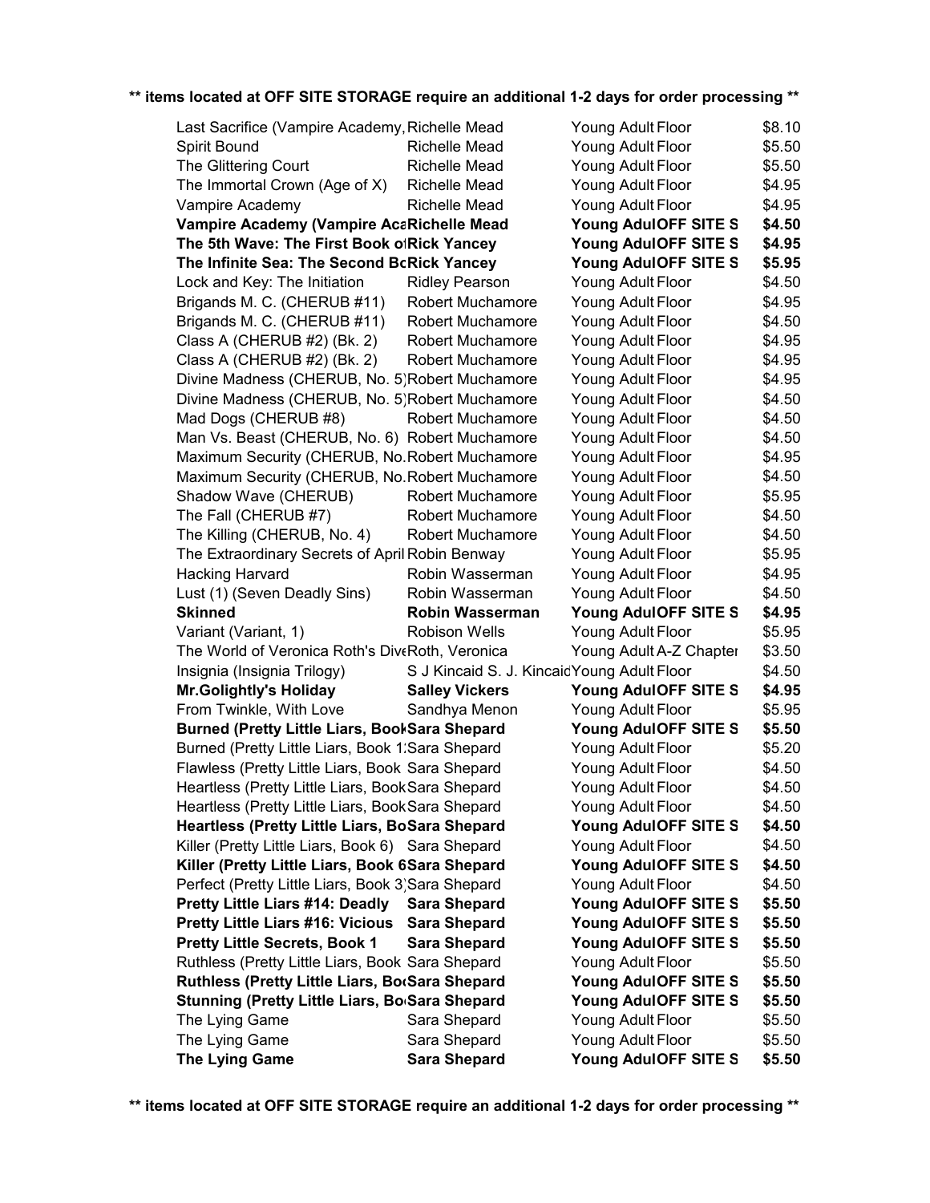**\*\* items located at OFF SITE STORAGE require an additional 1-2 days for order processing \*\***

| Title | Author | Location | | Price |
|---|---|---|---|---|
| Last Sacrifice (Vampire Academy, | Richelle Mead | Young Adult | Floor | $8.10 |
| Spirit Bound | Richelle Mead | Young Adult | Floor | $5.50 |
| The Glittering Court | Richelle Mead | Young Adult | Floor | $5.50 |
| The Immortal Crown (Age of X) | Richelle Mead | Young Adult | Floor | $4.95 |
| Vampire Academy | Richelle Mead | Young Adult | Floor | $4.95 |
| **Vampire Academy (Vampire Aca** | **Richelle Mead** | **Young Adul** | **OFF SITE S** | **$4.50** |
| **The 5th Wave: The First Book o** | **Rick Yancey** | **Young Adul** | **OFF SITE S** | **$4.95** |
| **The Infinite Sea: The Second Bo** | **Rick Yancey** | **Young Adul** | **OFF SITE S** | **$5.95** |
| Lock and Key: The Initiation | Ridley Pearson | Young Adult | Floor | $4.50 |
| Brigands M. C. (CHERUB #11) | Robert Muchamore | Young Adult | Floor | $4.95 |
| Brigands M. C. (CHERUB #11) | Robert Muchamore | Young Adult | Floor | $4.50 |
| Class A (CHERUB #2) (Bk. 2) | Robert Muchamore | Young Adult | Floor | $4.95 |
| Class A (CHERUB #2) (Bk. 2) | Robert Muchamore | Young Adult | Floor | $4.95 |
| Divine Madness (CHERUB, No. 5) | Robert Muchamore | Young Adult | Floor | $4.95 |
| Divine Madness (CHERUB, No. 5) | Robert Muchamore | Young Adult | Floor | $4.50 |
| Mad Dogs (CHERUB #8) | Robert Muchamore | Young Adult | Floor | $4.50 |
| Man Vs. Beast (CHERUB, No. 6) | Robert Muchamore | Young Adult | Floor | $4.50 |
| Maximum Security (CHERUB, No. | Robert Muchamore | Young Adult | Floor | $4.95 |
| Maximum Security (CHERUB, No. | Robert Muchamore | Young Adult | Floor | $4.50 |
| Shadow Wave (CHERUB) | Robert Muchamore | Young Adult | Floor | $5.95 |
| The Fall (CHERUB #7) | Robert Muchamore | Young Adult | Floor | $4.50 |
| The Killing (CHERUB, No. 4) | Robert Muchamore | Young Adult | Floor | $4.50 |
| The Extraordinary Secrets of April | Robin Benway | Young Adult | Floor | $5.95 |
| Hacking Harvard | Robin Wasserman | Young Adult | Floor | $4.95 |
| Lust (1) (Seven Deadly Sins) | Robin Wasserman | Young Adult | Floor | $4.50 |
| **Skinned** | **Robin Wasserman** | **Young Adul** | **OFF SITE S** | **$4.95** |
| Variant (Variant, 1) | Robison Wells | Young Adult | Floor | $5.95 |
| The World of Veronica Roth's Dive | Roth, Veronica | Young Adult | A-Z Chapter | $3.50 |
| Insignia (Insignia Trilogy) | S J Kincaid S. J. Kincaid | Young Adult | Floor | $4.50 |
| **Mr.Golightly's Holiday** | **Salley Vickers** | **Young Adul** | **OFF SITE S** | **$4.95** |
| From Twinkle, With Love | Sandhya Menon | Young Adult | Floor | $5.95 |
| **Burned (Pretty Little Liars, Book** | **Sara Shepard** | **Young Adul** | **OFF SITE S** | **$5.50** |
| Burned (Pretty Little Liars, Book 1 | Sara Shepard | Young Adult | Floor | $5.20 |
| Flawless (Pretty Little Liars, Book | Sara Shepard | Young Adult | Floor | $4.50 |
| Heartless (Pretty Little Liars, Book | Sara Shepard | Young Adult | Floor | $4.50 |
| Heartless (Pretty Little Liars, Book | Sara Shepard | Young Adult | Floor | $4.50 |
| **Heartless (Pretty Little Liars, Bo** | **Sara Shepard** | **Young Adul** | **OFF SITE S** | **$4.50** |
| Killer (Pretty Little Liars, Book 6) | Sara Shepard | Young Adult | Floor | $4.50 |
| **Killer (Pretty Little Liars, Book 6** | **Sara Shepard** | **Young Adul** | **OFF SITE S** | **$4.50** |
| Perfect (Pretty Little Liars, Book 3) | Sara Shepard | Young Adult | Floor | $4.50 |
| **Pretty Little Liars #14: Deadly** | **Sara Shepard** | **Young Adul** | **OFF SITE S** | **$5.50** |
| **Pretty Little Liars #16: Vicious** | **Sara Shepard** | **Young Adul** | **OFF SITE S** | **$5.50** |
| **Pretty Little Secrets, Book 1** | **Sara Shepard** | **Young Adul** | **OFF SITE S** | **$5.50** |
| Ruthless (Pretty Little Liars, Book | Sara Shepard | Young Adult | Floor | $5.50 |
| **Ruthless (Pretty Little Liars, Bo** | **Sara Shepard** | **Young Adul** | **OFF SITE S** | **$5.50** |
| **Stunning (Pretty Little Liars, Bo** | **Sara Shepard** | **Young Adul** | **OFF SITE S** | **$5.50** |
| The Lying Game | Sara Shepard | Young Adult | Floor | $5.50 |
| The Lying Game | Sara Shepard | Young Adult | Floor | $5.50 |
| **The Lying Game** | **Sara Shepard** | **Young Adul** | **OFF SITE S** | **$5.50** |

**\*\* items located at OFF SITE STORAGE require an additional 1-2 days for order processing \*\***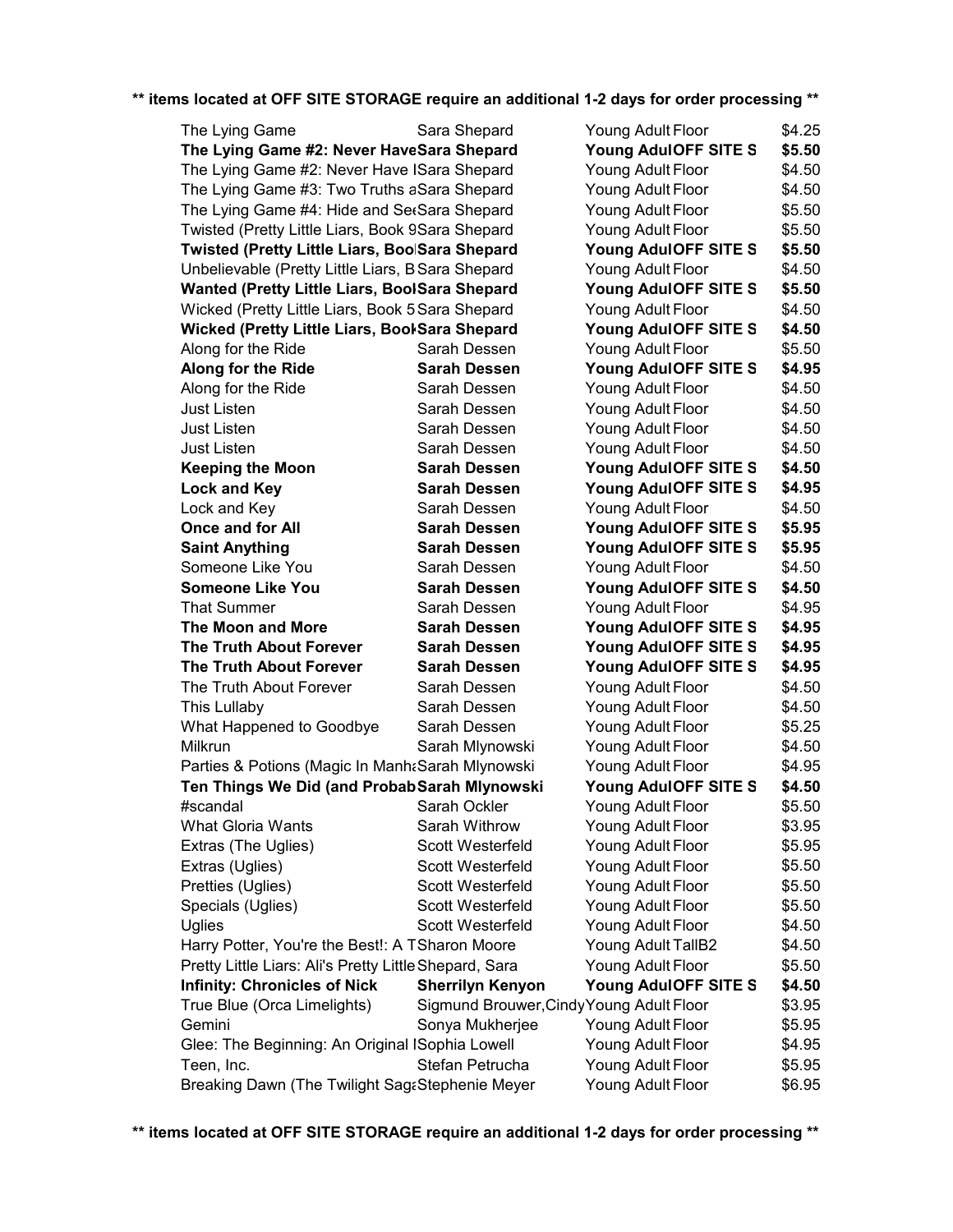**\*\* items located at OFF SITE STORAGE require an additional 1-2 days for order processing \*\***

| Title | Author | Category | Location | Price |
|---|---|---|---|---|
| The Lying Game | Sara Shepard | Young Adult | Floor | $4.25 |
| **The Lying Game #2: Never Have** | **Sara Shepard** | **Young Adul** | **OFF SITE S** | **$5.50** |
| The Lying Game #2: Never Have I | Sara Shepard | Young Adult | Floor | $4.50 |
| The Lying Game #3: Two Truths a | Sara Shepard | Young Adult | Floor | $4.50 |
| The Lying Game #4: Hide and Se | Sara Shepard | Young Adult | Floor | $5.50 |
| Twisted (Pretty Little Liars, Book 9 | Sara Shepard | Young Adult | Floor | $5.50 |
| **Twisted (Pretty Little Liars, Boo** | **Sara Shepard** | **Young Adul** | **OFF SITE S** | **$5.50** |
| Unbelievable (Pretty Little Liars, B | Sara Shepard | Young Adult | Floor | $4.50 |
| **Wanted (Pretty Little Liars, Boo** | **Sara Shepard** | **Young Adul** | **OFF SITE S** | **$5.50** |
| Wicked (Pretty Little Liars, Book 5 | Sara Shepard | Young Adult | Floor | $4.50 |
| **Wicked (Pretty Little Liars, Book** | **Sara Shepard** | **Young Adul** | **OFF SITE S** | **$4.50** |
| Along for the Ride | Sarah Dessen | Young Adult | Floor | $5.50 |
| **Along for the Ride** | **Sarah Dessen** | **Young Adul** | **OFF SITE S** | **$4.95** |
| Along for the Ride | Sarah Dessen | Young Adult | Floor | $4.50 |
| Just Listen | Sarah Dessen | Young Adult | Floor | $4.50 |
| Just Listen | Sarah Dessen | Young Adult | Floor | $4.50 |
| Just Listen | Sarah Dessen | Young Adult | Floor | $4.50 |
| **Keeping the Moon** | **Sarah Dessen** | **Young Adul** | **OFF SITE S** | **$4.50** |
| **Lock and Key** | **Sarah Dessen** | **Young Adul** | **OFF SITE S** | **$4.95** |
| Lock and Key | Sarah Dessen | Young Adult | Floor | $4.50 |
| **Once and for All** | **Sarah Dessen** | **Young Adul** | **OFF SITE S** | **$5.95** |
| **Saint Anything** | **Sarah Dessen** | **Young Adul** | **OFF SITE S** | **$5.95** |
| Someone Like You | Sarah Dessen | Young Adult | Floor | $4.50 |
| **Someone Like You** | **Sarah Dessen** | **Young Adul** | **OFF SITE S** | **$4.50** |
| That Summer | Sarah Dessen | Young Adult | Floor | $4.95 |
| **The Moon and More** | **Sarah Dessen** | **Young Adul** | **OFF SITE S** | **$4.95** |
| **The Truth About Forever** | **Sarah Dessen** | **Young Adul** | **OFF SITE S** | **$4.95** |
| **The Truth About Forever** | **Sarah Dessen** | **Young Adul** | **OFF SITE S** | **$4.95** |
| The Truth About Forever | Sarah Dessen | Young Adult | Floor | $4.50 |
| This Lullaby | Sarah Dessen | Young Adult | Floor | $4.50 |
| What Happened to Goodbye | Sarah Dessen | Young Adult | Floor | $5.25 |
| Milkrun | Sarah Mlynowski | Young Adult | Floor | $4.50 |
| Parties & Potions (Magic In Manha | Sarah Mlynowski | Young Adult | Floor | $4.95 |
| **Ten Things We Did (and Probab** | **Sarah Mlynowski** | **Young Adul** | **OFF SITE S** | **$4.50** |
| #scandal | Sarah Ockler | Young Adult | Floor | $5.50 |
| What Gloria Wants | Sarah Withrow | Young Adult | Floor | $3.95 |
| Extras (The Uglies) | Scott Westerfeld | Young Adult | Floor | $5.95 |
| Extras (Uglies) | Scott Westerfeld | Young Adult | Floor | $5.50 |
| Pretties (Uglies) | Scott Westerfeld | Young Adult | Floor | $5.50 |
| Specials (Uglies) | Scott Westerfeld | Young Adult | Floor | $5.50 |
| Uglies | Scott Westerfeld | Young Adult | Floor | $4.50 |
| Harry Potter, You're the Best!: A T | Sharon Moore | Young Adult | TallB2 | $4.50 |
| Pretty Little Liars: Ali's Pretty Little | Shepard, Sara | Young Adult | Floor | $5.50 |
| **Infinity: Chronicles of Nick** | **Sherrilyn Kenyon** | **Young Adul** | **OFF SITE S** | **$4.50** |
| True Blue (Orca Limelights) | Sigmund Brouwer, Cindy | Young Adult | Floor | $3.95 |
| Gemini | Sonya Mukherjee | Young Adult | Floor | $5.95 |
| Glee: The Beginning: An Original I | Sophia Lowell | Young Adult | Floor | $4.95 |
| Teen, Inc. | Stefan Petrucha | Young Adult | Floor | $5.95 |
| Breaking Dawn (The Twilight Saga | Stephenie Meyer | Young Adult | Floor | $6.95 |

**\*\* items located at OFF SITE STORAGE require an additional 1-2 days for order processing \*\***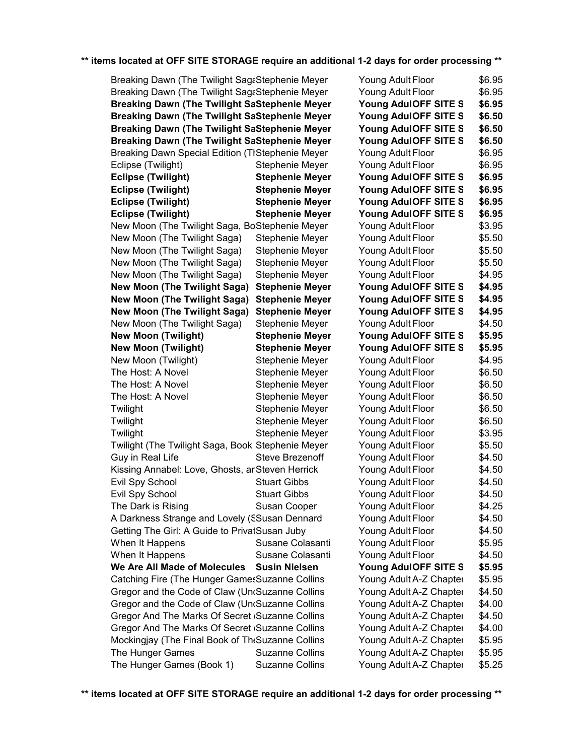**** items located at OFF SITE STORAGE require an additional 1-2 days for order processing ****

| | | | |
|---|---|---|---|
| Breaking Dawn (The Twilight Saga | Stephenie Meyer | Young Adult Floor | $6.95 |
| Breaking Dawn (The Twilight Saga | Stephenie Meyer | Young Adult Floor | $6.95 |
| **Breaking Dawn (The Twilight Sa** | **Stephenie Meyer** | **Young AdulOFF SITE S** | **$6.95** |
| **Breaking Dawn (The Twilight Sa** | **Stephenie Meyer** | **Young AdulOFF SITE S** | **$6.50** |
| **Breaking Dawn (The Twilight Sa** | **Stephenie Meyer** | **Young AdulOFF SITE S** | **$6.50** |
| **Breaking Dawn (The Twilight Sa** | **Stephenie Meyer** | **Young AdulOFF SITE S** | **$6.50** |
| Breaking Dawn Special Edition (T | Stephenie Meyer | Young Adult Floor | $6.95 |
| Eclipse (Twilight) | Stephenie Meyer | Young Adult Floor | $6.95 |
| **Eclipse (Twilight)** | **Stephenie Meyer** | **Young AdulOFF SITE S** | **$6.95** |
| **Eclipse (Twilight)** | **Stephenie Meyer** | **Young AdulOFF SITE S** | **$6.95** |
| **Eclipse (Twilight)** | **Stephenie Meyer** | **Young AdulOFF SITE S** | **$6.95** |
| **Eclipse (Twilight)** | **Stephenie Meyer** | **Young AdulOFF SITE S** | **$6.95** |
| New Moon (The Twilight Saga, Bo | Stephenie Meyer | Young Adult Floor | $3.95 |
| New Moon (The Twilight Saga) | Stephenie Meyer | Young Adult Floor | $5.50 |
| New Moon (The Twilight Saga) | Stephenie Meyer | Young Adult Floor | $5.50 |
| New Moon (The Twilight Saga) | Stephenie Meyer | Young Adult Floor | $5.50 |
| New Moon (The Twilight Saga) | Stephenie Meyer | Young Adult Floor | $4.95 |
| **New Moon (The Twilight Saga)** | **Stephenie Meyer** | **Young AdulOFF SITE S** | **$4.95** |
| **New Moon (The Twilight Saga)** | **Stephenie Meyer** | **Young AdulOFF SITE S** | **$4.95** |
| **New Moon (The Twilight Saga)** | **Stephenie Meyer** | **Young AdulOFF SITE S** | **$4.95** |
| New Moon (The Twilight Saga) | Stephenie Meyer | Young Adult Floor | $4.50 |
| **New Moon (Twilight)** | **Stephenie Meyer** | **Young AdulOFF SITE S** | **$5.95** |
| **New Moon (Twilight)** | **Stephenie Meyer** | **Young AdulOFF SITE S** | **$5.95** |
| New Moon (Twilight) | Stephenie Meyer | Young Adult Floor | $4.95 |
| The Host: A Novel | Stephenie Meyer | Young Adult Floor | $6.50 |
| The Host: A Novel | Stephenie Meyer | Young Adult Floor | $6.50 |
| The Host: A Novel | Stephenie Meyer | Young Adult Floor | $6.50 |
| Twilight | Stephenie Meyer | Young Adult Floor | $6.50 |
| Twilight | Stephenie Meyer | Young Adult Floor | $6.50 |
| Twilight | Stephenie Meyer | Young Adult Floor | $3.95 |
| Twilight (The Twilight Saga, Book | Stephenie Meyer | Young Adult Floor | $5.50 |
| Guy in Real Life | Steve Brezenoff | Young Adult Floor | $4.50 |
| Kissing Annabel: Love, Ghosts, ar | Steven Herrick | Young Adult Floor | $4.50 |
| Evil Spy School | Stuart Gibbs | Young Adult Floor | $4.50 |
| Evil Spy School | Stuart Gibbs | Young Adult Floor | $4.50 |
| The Dark is Rising | Susan Cooper | Young Adult Floor | $4.25 |
| A Darkness Strange and Lovely (S | Susan Dennard | Young Adult Floor | $4.50 |
| Getting The Girl: A Guide to Privat | Susan Juby | Young Adult Floor | $4.50 |
| When It Happens | Susane Colasanti | Young Adult Floor | $5.95 |
| When It Happens | Susane Colasanti | Young Adult Floor | $4.50 |
| **We Are All Made of Molecules** | **Susin Nielsen** | **Young AdulOFF SITE S** | **$5.95** |
| Catching Fire (The Hunger Games | Suzanne Collins | Young Adult A-Z Chapter | $5.95 |
| Gregor and the Code of Claw (Un | Suzanne Collins | Young Adult A-Z Chapter | $4.50 |
| Gregor and the Code of Claw (Un | Suzanne Collins | Young Adult A-Z Chapter | $4.00 |
| Gregor And The Marks Of Secret | Suzanne Collins | Young Adult A-Z Chapter | $4.50 |
| Gregor And The Marks Of Secret | Suzanne Collins | Young Adult A-Z Chapter | $4.00 |
| Mockingjay (The Final Book of Th | Suzanne Collins | Young Adult A-Z Chapter | $5.95 |
| The Hunger Games | Suzanne Collins | Young Adult A-Z Chapter | $5.95 |
| The Hunger Games (Book 1) | Suzanne Collins | Young Adult A-Z Chapter | $5.25 |

**** items located at OFF SITE STORAGE require an additional 1-2 days for order processing ****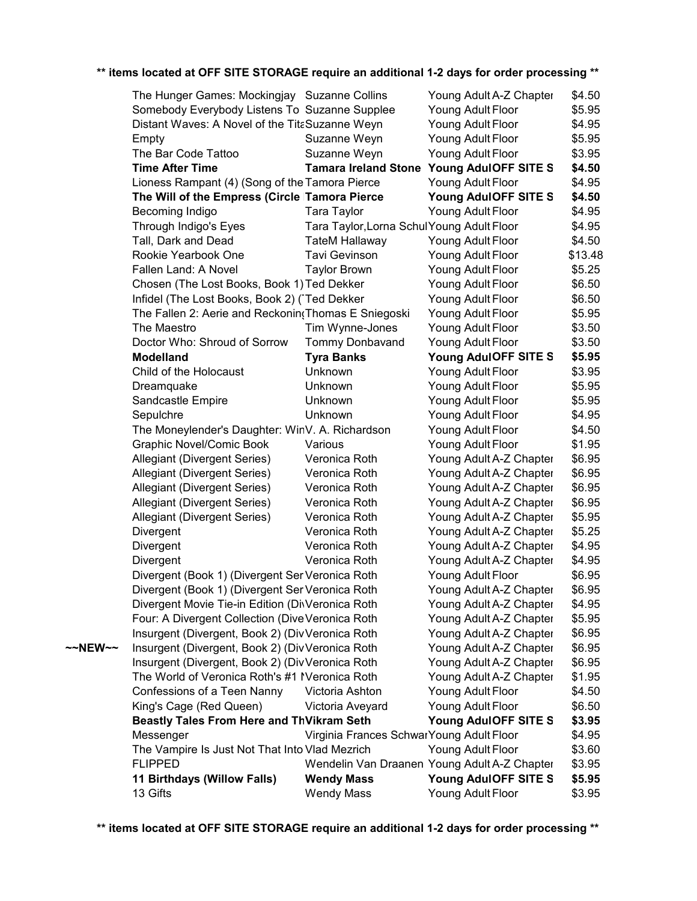** items located at OFF SITE STORAGE require an additional 1-2 days for order processing **

| | Title | Author | Location | | Price |
|---|---|---|---|---|---|
| | The Hunger Games: Mockingjay | Suzanne Collins | Young Adult | A-Z Chapter | $4.50 |
| | Somebody Everybody Listens To | Suzanne Supplee | Young Adult | Floor | $5.95 |
| | Distant Waves: A Novel of the Tita | Suzanne Weyn | Young Adult | Floor | $4.95 |
| | Empty | Suzanne Weyn | Young Adult | Floor | $5.95 |
| | The Bar Code Tattoo | Suzanne Weyn | Young Adult | Floor | $3.95 |
| | **Time After Time** | **Tamara Ireland Stone** | **Young Adul** | **OFF SITE S** | **$4.50** |
| | Lioness Rampant (4) (Song of the | Tamora Pierce | Young Adult | Floor | $4.95 |
| | **The Will of the Empress (Circle** | **Tamora Pierce** | **Young Adul** | **OFF SITE S** | **$4.50** |
| | Becoming Indigo | Tara Taylor | Young Adult | Floor | $4.95 |
| | Through Indigo's Eyes | Tara Taylor,Lorna Schul | Young Adult | Floor | $4.95 |
| | Tall, Dark and Dead | TateM Hallaway | Young Adult | Floor | $4.50 |
| | Rookie Yearbook One | Tavi Gevinson | Young Adult | Floor | $13.48 |
| | Fallen Land: A Novel | Taylor Brown | Young Adult | Floor | $5.25 |
| | Chosen (The Lost Books, Book 1) | Ted Dekker | Young Adult | Floor | $6.50 |
| | Infidel (The Lost Books, Book 2) (T | Ted Dekker | Young Adult | Floor | $6.50 |
| | The Fallen 2: Aerie and Reckoning | Thomas E Sniegoski | Young Adult | Floor | $5.95 |
| | The Maestro | Tim Wynne-Jones | Young Adult | Floor | $3.50 |
| | Doctor Who: Shroud of Sorrow | Tommy Donbavand | Young Adult | Floor | $3.50 |
| | **Modelland** | **Tyra Banks** | **Young Adul** | **OFF SITE S** | **$5.95** |
| | Child of the Holocaust | Unknown | Young Adult | Floor | $3.95 |
| | Dreamquake | Unknown | Young Adult | Floor | $5.95 |
| | Sandcastle Empire | Unknown | Young Adult | Floor | $5.95 |
| | Sepulchre | Unknown | Young Adult | Floor | $4.95 |
| | The Moneylender's Daughter: Win | V. A. Richardson | Young Adult | Floor | $4.50 |
| | Graphic Novel/Comic Book | Various | Young Adult | Floor | $1.95 |
| | Allegiant (Divergent Series) | Veronica Roth | Young Adult | A-Z Chapter | $6.95 |
| | Allegiant (Divergent Series) | Veronica Roth | Young Adult | A-Z Chapter | $6.95 |
| | Allegiant (Divergent Series) | Veronica Roth | Young Adult | A-Z Chapter | $6.95 |
| | Allegiant (Divergent Series) | Veronica Roth | Young Adult | A-Z Chapter | $6.95 |
| | Allegiant (Divergent Series) | Veronica Roth | Young Adult | A-Z Chapter | $5.95 |
| | Divergent | Veronica Roth | Young Adult | A-Z Chapter | $5.25 |
| | Divergent | Veronica Roth | Young Adult | A-Z Chapter | $4.95 |
| | Divergent | Veronica Roth | Young Adult | A-Z Chapter | $4.95 |
| | Divergent (Book 1) (Divergent Ser | Veronica Roth | Young Adult | Floor | $6.95 |
| | Divergent (Book 1) (Divergent Ser | Veronica Roth | Young Adult | A-Z Chapter | $6.95 |
| | Divergent Movie Tie-in Edition (Di | Veronica Roth | Young Adult | A-Z Chapter | $4.95 |
| | Four: A Divergent Collection (Dive | Veronica Roth | Young Adult | A-Z Chapter | $5.95 |
| | Insurgent (Divergent, Book 2) (Div | Veronica Roth | Young Adult | A-Z Chapter | $6.95 |
| ~~NEW~~ | Insurgent (Divergent, Book 2) (Div | Veronica Roth | Young Adult | A-Z Chapter | $6.95 |
| | Insurgent (Divergent, Book 2) (Div | Veronica Roth | Young Adult | A-Z Chapter | $6.95 |
| | The World of Veronica Roth's #1 N | Veronica Roth | Young Adult | A-Z Chapter | $1.95 |
| | Confessions of a Teen Nanny | Victoria Ashton | Young Adult | Floor | $4.50 |
| | King's Cage (Red Queen) | Victoria Aveyard | Young Adult | Floor | $6.50 |
| | **Beastly Tales From Here and Th** | **Vikram Seth** | **Young Adul** | **OFF SITE S** | **$3.95** |
| | Messenger | Virginia Frances Schwar | Young Adult | Floor | $4.95 |
| | The Vampire Is Just Not That Into | Vlad Mezrich | Young Adult | Floor | $3.60 |
| | FLIPPED | Wendelin Van Draanen | Young Adult | A-Z Chapter | $3.95 |
| | **11 Birthdays (Willow Falls)** | **Wendy Mass** | **Young Adul** | **OFF SITE S** | **$5.95** |
| | 13 Gifts | Wendy Mass | Young Adult | Floor | $3.95 |

** items located at OFF SITE STORAGE require an additional 1-2 days for order processing **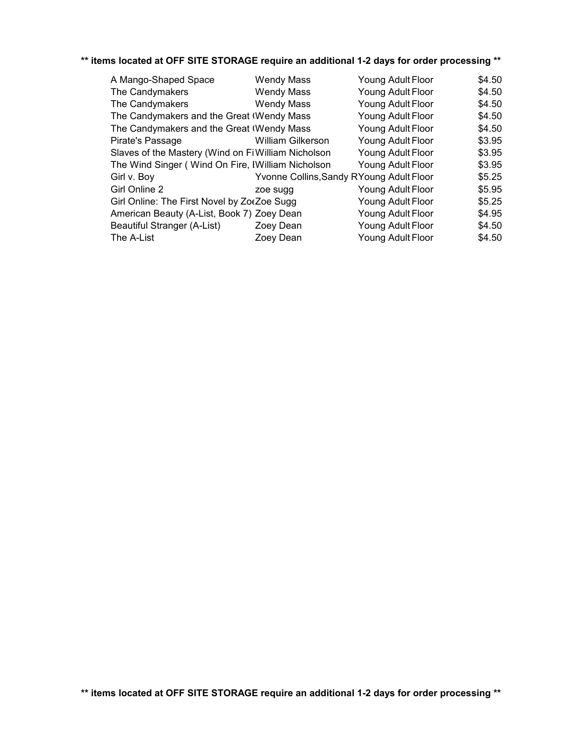**** items located at OFF SITE STORAGE require an additional 1-2 days for order processing ****

| | | | |
|---|---|---|---|
| A Mango-Shaped Space | Wendy Mass | Young Adult Floor | $4.50 |
| The Candymakers | Wendy Mass | Young Adult Floor | $4.50 |
| The Candymakers | Wendy Mass | Young Adult Floor | $4.50 |
| The Candymakers and the Great ( | Wendy Mass | Young Adult Floor | $4.50 |
| The Candymakers and the Great ( | Wendy Mass | Young Adult Floor | $4.50 |
| Pirate's Passage | William Gilkerson | Young Adult Floor | $3.95 |
| Slaves of the Mastery (Wind on Fi | William Nicholson | Young Adult Floor | $3.95 |
| The Wind Singer ( Wind On Fire, I | William Nicholson | Young Adult Floor | $3.95 |
| Girl v. Boy | Yvonne Collins,Sandy R | Young Adult Floor | $5.25 |
| Girl Online 2 | zoe sugg | Young Adult Floor | $5.95 |
| Girl Online: The First Novel by Zo | Zoe Sugg | Young Adult Floor | $5.25 |
| American Beauty (A-List, Book 7) | Zoey Dean | Young Adult Floor | $4.95 |
| Beautiful Stranger (A-List) | Zoey Dean | Young Adult Floor | $4.50 |
| The A-List | Zoey Dean | Young Adult Floor | $4.50 |

**** items located at OFF SITE STORAGE require an additional 1-2 days for order processing ****